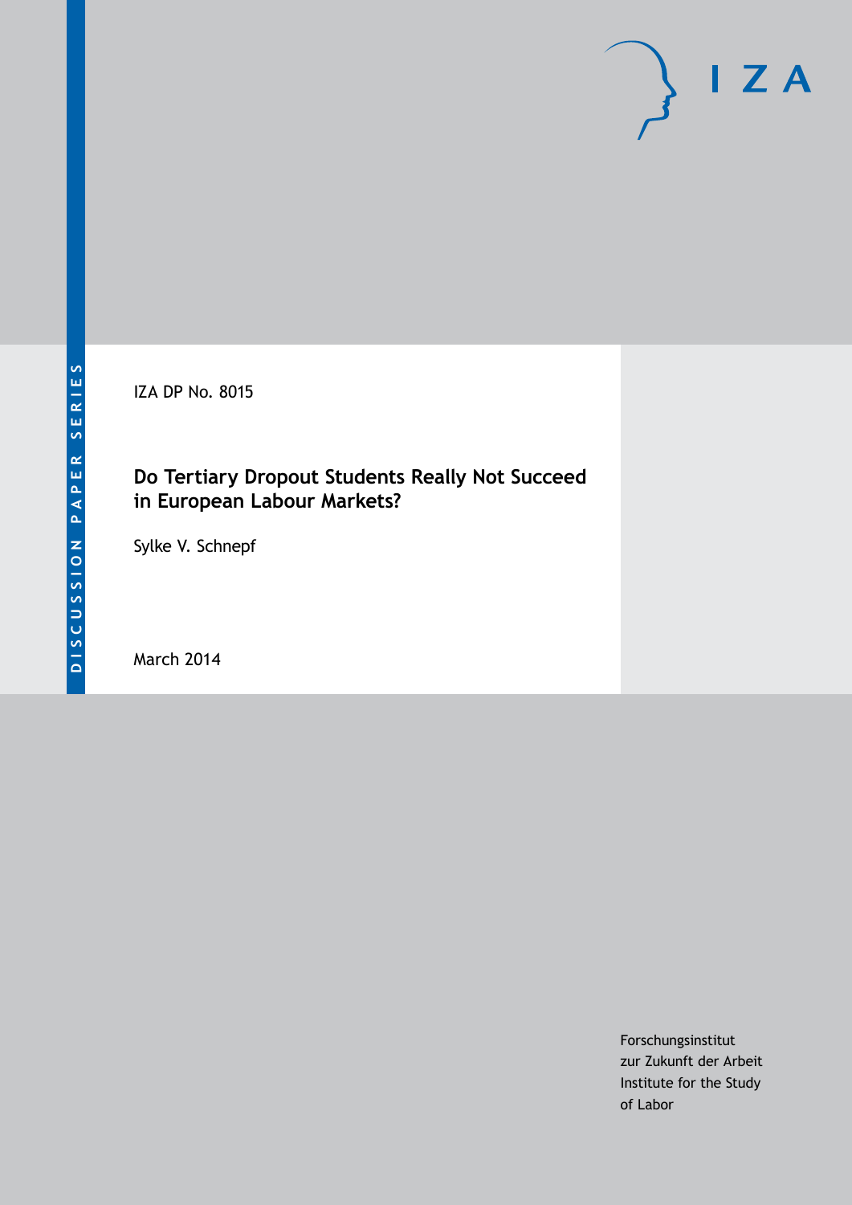IZA DP No. 8015

# Do Tertiary Dropout Students Really Not Succeed in European Labour Markets?

Sylke V. Schnepf

March 2014

Forschungsinstitut
zur Zukunft der Arbeit
Institute for the Study
of Labor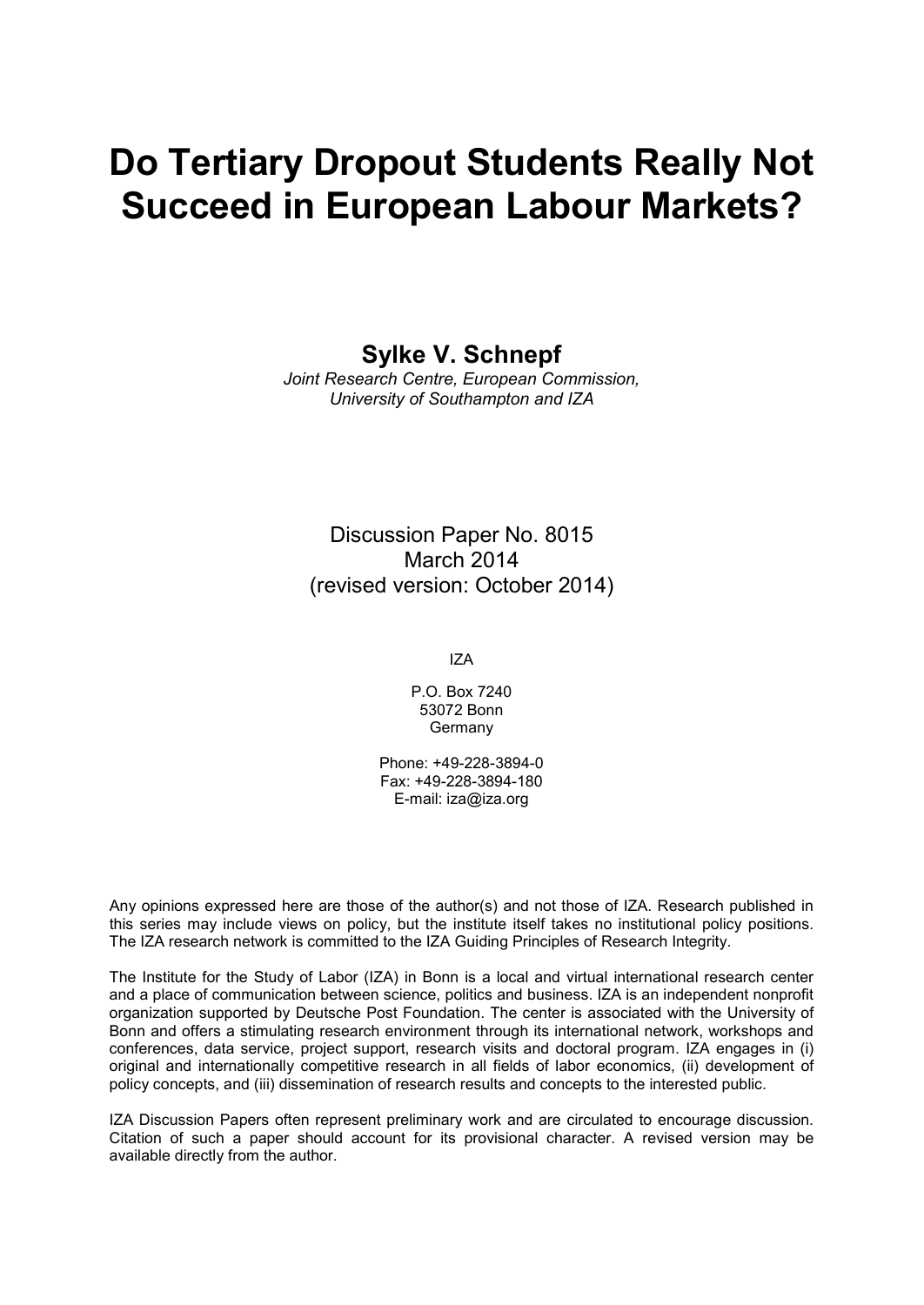# Do Tertiary Dropout Students Really Not Succeed in European Labour Markets?

**Sylke V. Schnepf**

*Joint Research Centre, European Commission, University of Southampton and IZA*

Discussion Paper No. 8015
March 2014
(revised version: October 2014)

IZA

P.O. Box 7240
53072 Bonn
Germany

Phone: +49-228-3894-0
Fax: +49-228-3894-180
E-mail: iza@iza.org

Any opinions expressed here are those of the author(s) and not those of IZA. Research published in this series may include views on policy, but the institute itself takes no institutional policy positions. The IZA research network is committed to the IZA Guiding Principles of Research Integrity.

The Institute for the Study of Labor (IZA) in Bonn is a local and virtual international research center and a place of communication between science, politics and business. IZA is an independent nonprofit organization supported by Deutsche Post Foundation. The center is associated with the University of Bonn and offers a stimulating research environment through its international network, workshops and conferences, data service, project support, research visits and doctoral program. IZA engages in (i) original and internationally competitive research in all fields of labor economics, (ii) development of policy concepts, and (iii) dissemination of research results and concepts to the interested public.

IZA Discussion Papers often represent preliminary work and are circulated to encourage discussion. Citation of such a paper should account for its provisional character. A revised version may be available directly from the author.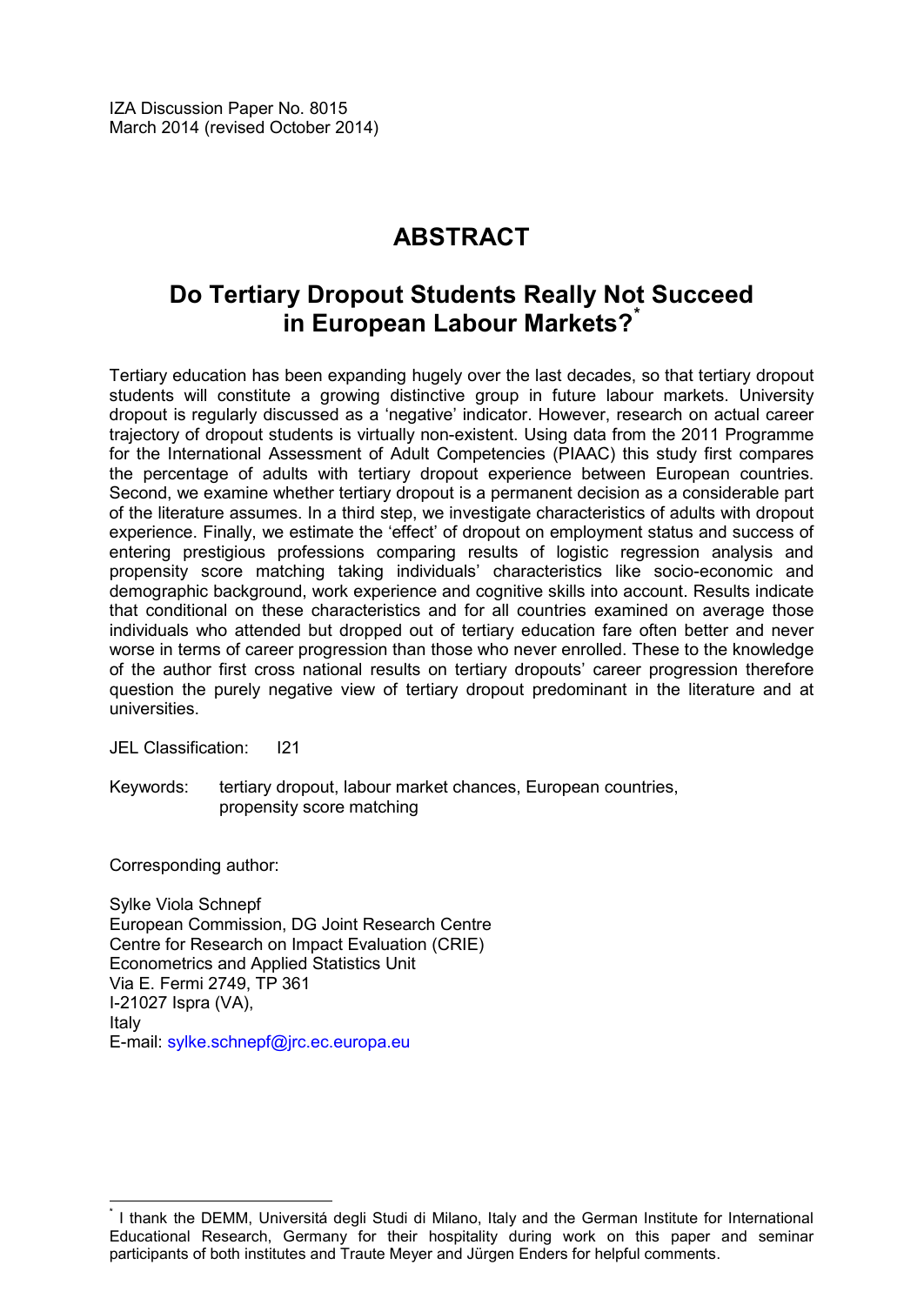IZA Discussion Paper No. 8015
March 2014 (revised October 2014)

# ABSTRACT

## Do Tertiary Dropout Students Really Not Succeed in European Labour Markets?*

Tertiary education has been expanding hugely over the last decades, so that tertiary dropout students will constitute a growing distinctive group in future labour markets. University dropout is regularly discussed as a 'negative' indicator. However, research on actual career trajectory of dropout students is virtually non-existent. Using data from the 2011 Programme for the International Assessment of Adult Competencies (PIAAC) this study first compares the percentage of adults with tertiary dropout experience between European countries. Second, we examine whether tertiary dropout is a permanent decision as a considerable part of the literature assumes. In a third step, we investigate characteristics of adults with dropout experience. Finally, we estimate the 'effect' of dropout on employment status and success of entering prestigious professions comparing results of logistic regression analysis and propensity score matching taking individuals' characteristics like socio-economic and demographic background, work experience and cognitive skills into account. Results indicate that conditional on these characteristics and for all countries examined on average those individuals who attended but dropped out of tertiary education fare often better and never worse in terms of career progression than those who never enrolled. These to the knowledge of the author first cross national results on tertiary dropouts' career progression therefore question the purely negative view of tertiary dropout predominant in the literature and at universities.

JEL Classification: I21

Keywords: tertiary dropout, labour market chances, European countries, propensity score matching

Corresponding author:

Sylke Viola Schnepf
European Commission, DG Joint Research Centre
Centre for Research on Impact Evaluation (CRIE)
Econometrics and Applied Statistics Unit
Via E. Fermi 2749, TP 361
I-21027 Ispra (VA),
Italy
E-mail: sylke.schnepf@jrc.ec.europa.eu

---

* I thank the DEMM, Universitá degli Studi di Milano, Italy and the German Institute for International Educational Research, Germany for their hospitality during work on this paper and seminar participants of both institutes and Traute Meyer and Jürgen Enders for helpful comments.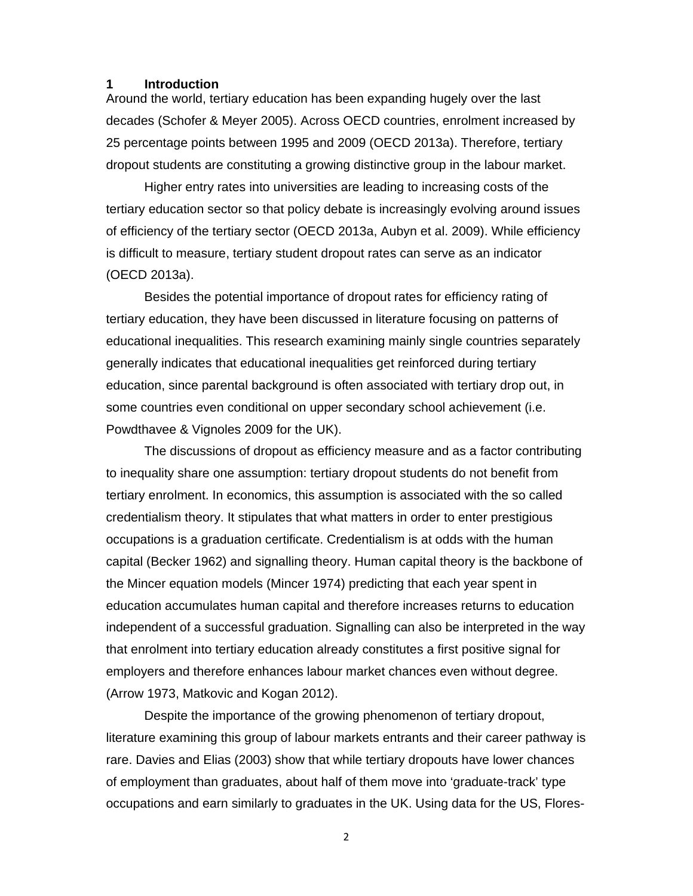# 1 Introduction

Around the world, tertiary education has been expanding hugely over the last decades (Schofer & Meyer 2005). Across OECD countries, enrolment increased by 25 percentage points between 1995 and 2009 (OECD 2013a). Therefore, tertiary dropout students are constituting a growing distinctive group in the labour market.

Higher entry rates into universities are leading to increasing costs of the tertiary education sector so that policy debate is increasingly evolving around issues of efficiency of the tertiary sector (OECD 2013a, Aubyn et al. 2009). While efficiency is difficult to measure, tertiary student dropout rates can serve as an indicator (OECD 2013a).

Besides the potential importance of dropout rates for efficiency rating of tertiary education, they have been discussed in literature focusing on patterns of educational inequalities. This research examining mainly single countries separately generally indicates that educational inequalities get reinforced during tertiary education, since parental background is often associated with tertiary drop out, in some countries even conditional on upper secondary school achievement (i.e. Powdthavee & Vignoles 2009 for the UK).

The discussions of dropout as efficiency measure and as a factor contributing to inequality share one assumption: tertiary dropout students do not benefit from tertiary enrolment. In economics, this assumption is associated with the so called credentialism theory. It stipulates that what matters in order to enter prestigious occupations is a graduation certificate. Credentialism is at odds with the human capital (Becker 1962) and signalling theory. Human capital theory is the backbone of the Mincer equation models (Mincer 1974) predicting that each year spent in education accumulates human capital and therefore increases returns to education independent of a successful graduation. Signalling can also be interpreted in the way that enrolment into tertiary education already constitutes a first positive signal for employers and therefore enhances labour market chances even without degree. (Arrow 1973, Matkovic and Kogan 2012).

Despite the importance of the growing phenomenon of tertiary dropout, literature examining this group of labour markets entrants and their career pathway is rare. Davies and Elias (2003) show that while tertiary dropouts have lower chances of employment than graduates, about half of them move into 'graduate-track' type occupations and earn similarly to graduates in the UK. Using data for the US, Flores-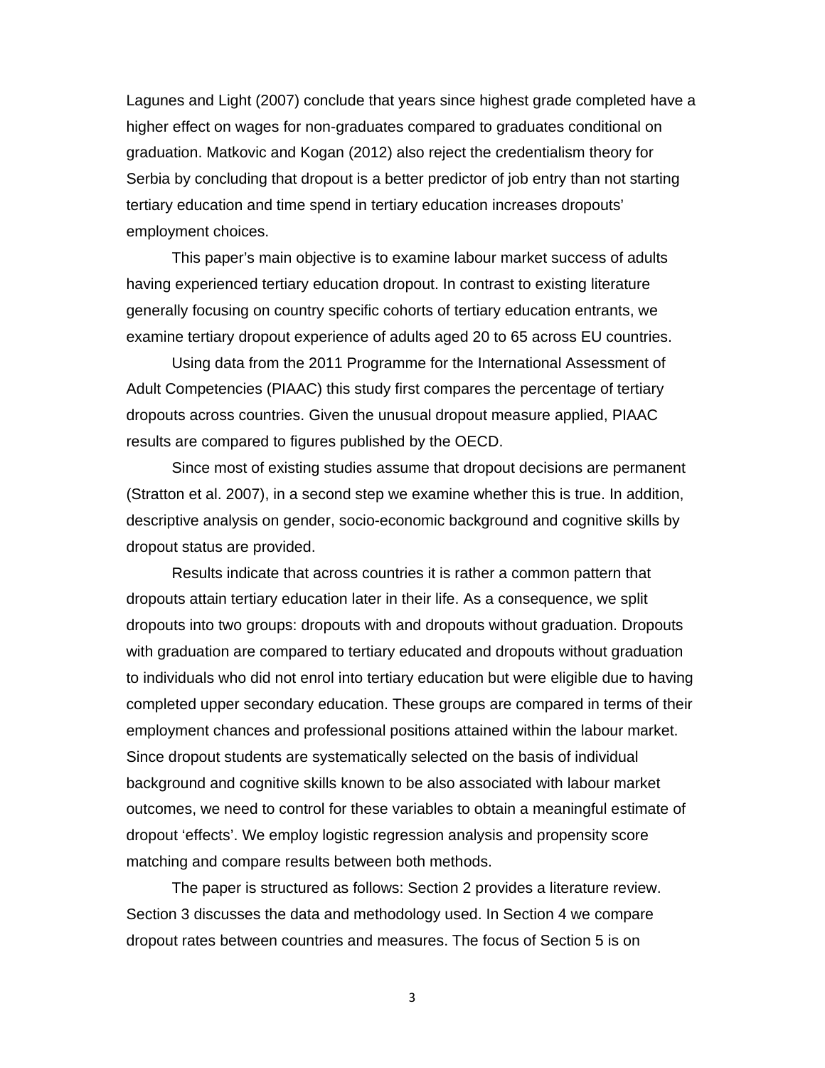Lagunes and Light (2007) conclude that years since highest grade completed have a higher effect on wages for non-graduates compared to graduates conditional on graduation. Matkovic and Kogan (2012) also reject the credentialism theory for Serbia by concluding that dropout is a better predictor of job entry than not starting tertiary education and time spend in tertiary education increases dropouts' employment choices.

This paper's main objective is to examine labour market success of adults having experienced tertiary education dropout. In contrast to existing literature generally focusing on country specific cohorts of tertiary education entrants, we examine tertiary dropout experience of adults aged 20 to 65 across EU countries.

Using data from the 2011 Programme for the International Assessment of Adult Competencies (PIAAC) this study first compares the percentage of tertiary dropouts across countries. Given the unusual dropout measure applied, PIAAC results are compared to figures published by the OECD.

Since most of existing studies assume that dropout decisions are permanent (Stratton et al. 2007), in a second step we examine whether this is true. In addition, descriptive analysis on gender, socio-economic background and cognitive skills by dropout status are provided.

Results indicate that across countries it is rather a common pattern that dropouts attain tertiary education later in their life. As a consequence, we split dropouts into two groups: dropouts with and dropouts without graduation. Dropouts with graduation are compared to tertiary educated and dropouts without graduation to individuals who did not enrol into tertiary education but were eligible due to having completed upper secondary education. These groups are compared in terms of their employment chances and professional positions attained within the labour market. Since dropout students are systematically selected on the basis of individual background and cognitive skills known to be also associated with labour market outcomes, we need to control for these variables to obtain a meaningful estimate of dropout 'effects'. We employ logistic regression analysis and propensity score matching and compare results between both methods.

The paper is structured as follows: Section 2 provides a literature review. Section 3 discusses the data and methodology used. In Section 4 we compare dropout rates between countries and measures. The focus of Section 5 is on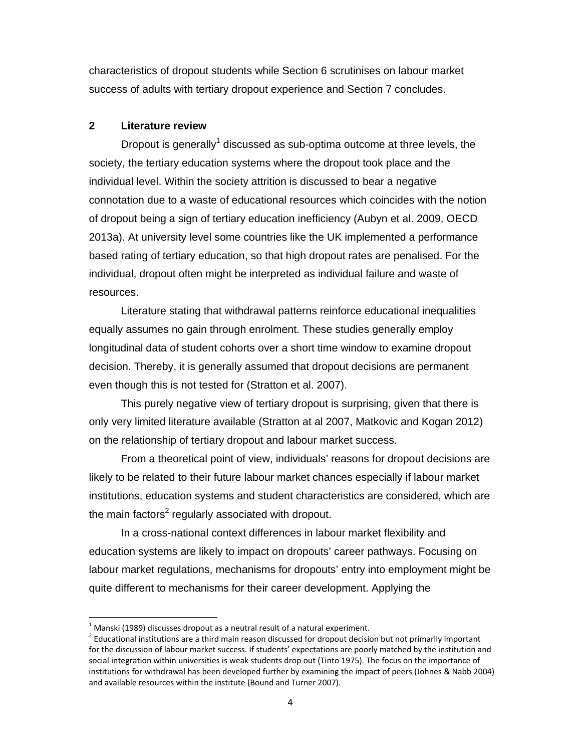characteristics of dropout students while Section 6 scrutinises on labour market success of adults with tertiary dropout experience and Section 7 concludes.

## 2 Literature review

Dropout is generally[1] discussed as sub-optima outcome at three levels, the society, the tertiary education systems where the dropout took place and the individual level. Within the society attrition is discussed to bear a negative connotation due to a waste of educational resources which coincides with the notion of dropout being a sign of tertiary education inefficiency (Aubyn et al. 2009, OECD 2013a). At university level some countries like the UK implemented a performance based rating of tertiary education, so that high dropout rates are penalised. For the individual, dropout often might be interpreted as individual failure and waste of resources.

Literature stating that withdrawal patterns reinforce educational inequalities equally assumes no gain through enrolment. These studies generally employ longitudinal data of student cohorts over a short time window to examine dropout decision. Thereby, it is generally assumed that dropout decisions are permanent even though this is not tested for (Stratton et al. 2007).

This purely negative view of tertiary dropout is surprising, given that there is only very limited literature available (Stratton at al 2007, Matkovic and Kogan 2012) on the relationship of tertiary dropout and labour market success.

From a theoretical point of view, individuals' reasons for dropout decisions are likely to be related to their future labour market chances especially if labour market institutions, education systems and student characteristics are considered, which are the main factors[2] regularly associated with dropout.

In a cross-national context differences in labour market flexibility and education systems are likely to impact on dropouts' career pathways. Focusing on labour market regulations, mechanisms for dropouts' entry into employment might be quite different to mechanisms for their career development. Applying the

---

[1] Manski (1989) discusses dropout as a neutral result of a natural experiment.

[2] Educational institutions are a third main reason discussed for dropout decision but not primarily important for the discussion of labour market success. If students' expectations are poorly matched by the institution and social integration within universities is weak students drop out (Tinto 1975). The focus on the importance of institutions for withdrawal has been developed further by examining the impact of peers (Johnes & Nabb 2004) and available resources within the institute (Bound and Turner 2007).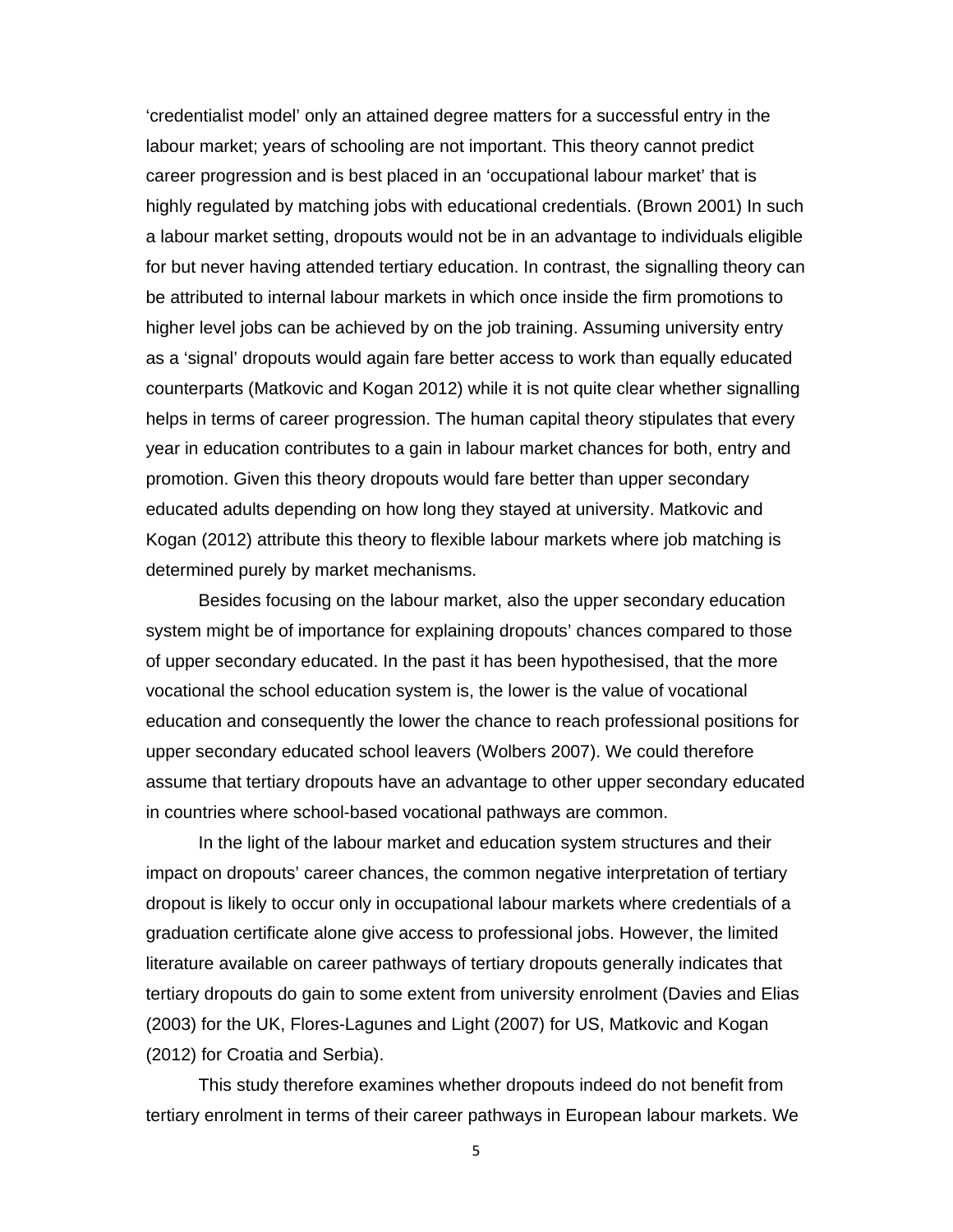'credentialist model' only an attained degree matters for a successful entry in the labour market; years of schooling are not important. This theory cannot predict career progression and is best placed in an 'occupational labour market' that is highly regulated by matching jobs with educational credentials. (Brown 2001) In such a labour market setting, dropouts would not be in an advantage to individuals eligible for but never having attended tertiary education. In contrast, the signalling theory can be attributed to internal labour markets in which once inside the firm promotions to higher level jobs can be achieved by on the job training. Assuming university entry as a 'signal' dropouts would again fare better access to work than equally educated counterparts (Matkovic and Kogan 2012) while it is not quite clear whether signalling helps in terms of career progression. The human capital theory stipulates that every year in education contributes to a gain in labour market chances for both, entry and promotion. Given this theory dropouts would fare better than upper secondary educated adults depending on how long they stayed at university. Matkovic and Kogan (2012) attribute this theory to flexible labour markets where job matching is determined purely by market mechanisms.

Besides focusing on the labour market, also the upper secondary education system might be of importance for explaining dropouts' chances compared to those of upper secondary educated. In the past it has been hypothesised, that the more vocational the school education system is, the lower is the value of vocational education and consequently the lower the chance to reach professional positions for upper secondary educated school leavers (Wolbers 2007). We could therefore assume that tertiary dropouts have an advantage to other upper secondary educated in countries where school-based vocational pathways are common.

In the light of the labour market and education system structures and their impact on dropouts' career chances, the common negative interpretation of tertiary dropout is likely to occur only in occupational labour markets where credentials of a graduation certificate alone give access to professional jobs. However, the limited literature available on career pathways of tertiary dropouts generally indicates that tertiary dropouts do gain to some extent from university enrolment (Davies and Elias (2003) for the UK, Flores-Lagunes and Light (2007) for US, Matkovic and Kogan (2012) for Croatia and Serbia).

This study therefore examines whether dropouts indeed do not benefit from tertiary enrolment in terms of their career pathways in European labour markets. We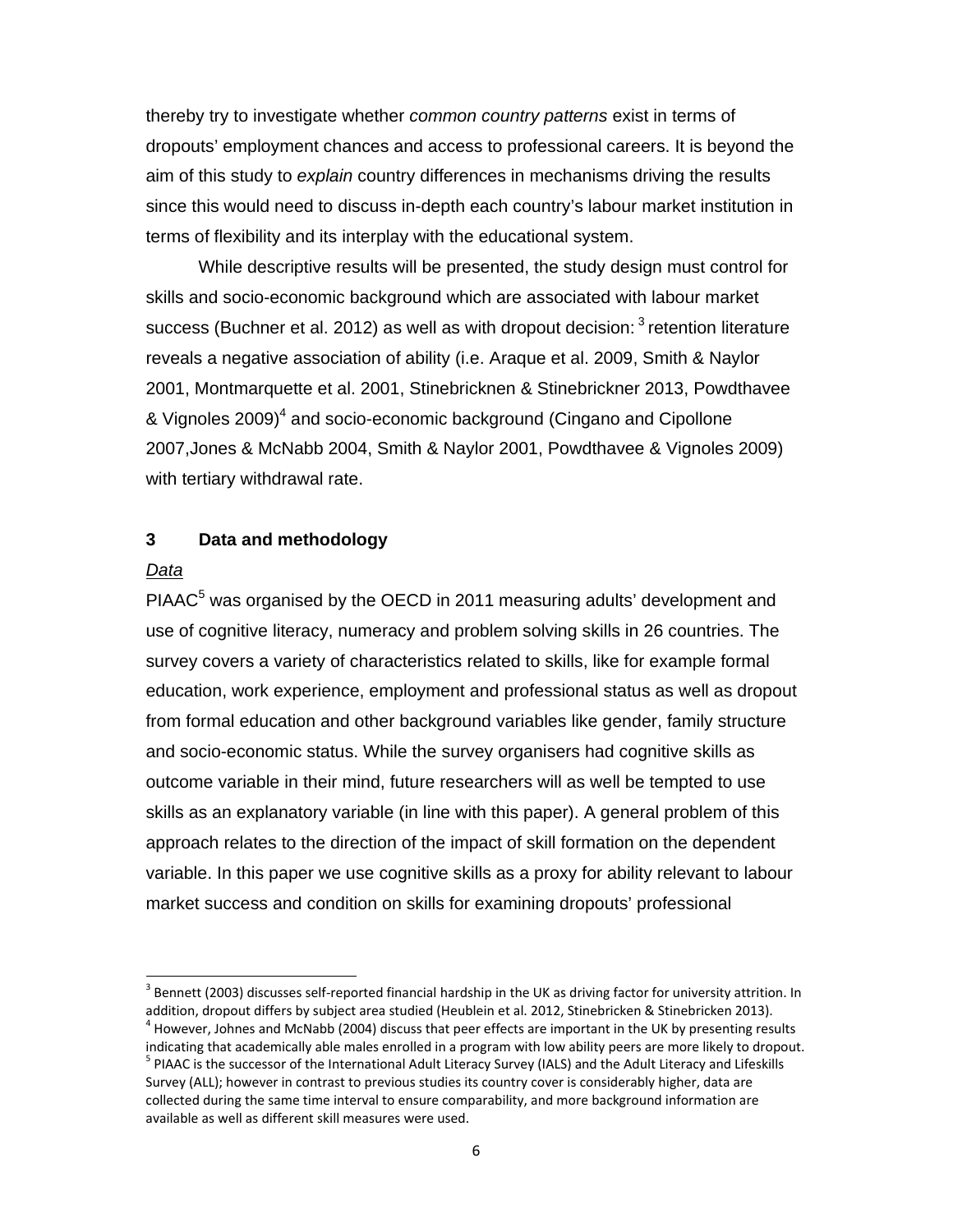thereby try to investigate whether *common country patterns* exist in terms of dropouts' employment chances and access to professional careers. It is beyond the aim of this study to *explain* country differences in mechanisms driving the results since this would need to discuss in-depth each country's labour market institution in terms of flexibility and its interplay with the educational system.

While descriptive results will be presented, the study design must control for skills and socio-economic background which are associated with labour market success (Buchner et al. 2012) as well as with dropout decision: [3] retention literature reveals a negative association of ability (i.e. Araque et al. 2009, Smith & Naylor 2001, Montmarquette et al. 2001, Stinebricknen & Stinebrickner 2013, Powdthavee & Vignoles 2009)[4] and socio-economic background (Cingano and Cipollone 2007,Jones & McNabb 2004, Smith & Naylor 2001, Powdthavee & Vignoles 2009) with tertiary withdrawal rate.

## 3 Data and methodology

*Data*

PIAAC[5] was organised by the OECD in 2011 measuring adults' development and use of cognitive literacy, numeracy and problem solving skills in 26 countries. The survey covers a variety of characteristics related to skills, like for example formal education, work experience, employment and professional status as well as dropout from formal education and other background variables like gender, family structure and socio-economic status. While the survey organisers had cognitive skills as outcome variable in their mind, future researchers will as well be tempted to use skills as an explanatory variable (in line with this paper). A general problem of this approach relates to the direction of the impact of skill formation on the dependent variable. In this paper we use cognitive skills as a proxy for ability relevant to labour market success and condition on skills for examining dropouts' professional

---

[3] Bennett (2003) discusses self-reported financial hardship in the UK as driving factor for university attrition. In addition, dropout differs by subject area studied (Heublein et al. 2012, Stinebricken & Stinebricken 2013).

[4] However, Johnes and McNabb (2004) discuss that peer effects are important in the UK by presenting results indicating that academically able males enrolled in a program with low ability peers are more likely to dropout.

[5] PIAAC is the successor of the International Adult Literacy Survey (IALS) and the Adult Literacy and Lifeskills Survey (ALL); however in contrast to previous studies its country cover is considerably higher, data are collected during the same time interval to ensure comparability, and more background information are available as well as different skill measures were used.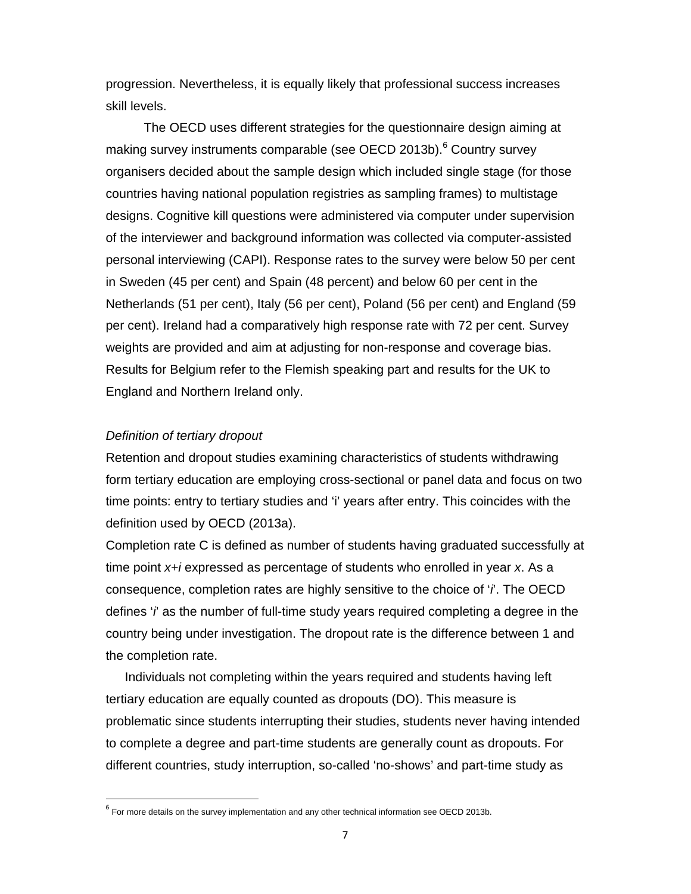progression. Nevertheless, it is equally likely that professional success increases skill levels.

The OECD uses different strategies for the questionnaire design aiming at making survey instruments comparable (see OECD 2013b).[6] Country survey organisers decided about the sample design which included single stage (for those countries having national population registries as sampling frames) to multistage designs. Cognitive kill questions were administered via computer under supervision of the interviewer and background information was collected via computer-assisted personal interviewing (CAPI). Response rates to the survey were below 50 per cent in Sweden (45 per cent) and Spain (48 percent) and below 60 per cent in the Netherlands (51 per cent), Italy (56 per cent), Poland (56 per cent) and England (59 per cent). Ireland had a comparatively high response rate with 72 per cent. Survey weights are provided and aim at adjusting for non-response and coverage bias. Results for Belgium refer to the Flemish speaking part and results for the UK to England and Northern Ireland only.

*Definition of tertiary dropout*

Retention and dropout studies examining characteristics of students withdrawing form tertiary education are employing cross-sectional or panel data and focus on two time points: entry to tertiary studies and 'i' years after entry. This coincides with the definition used by OECD (2013a).

Completion rate C is defined as number of students having graduated successfully at time point $x+i$ expressed as percentage of students who enrolled in year $x$. As a consequence, completion rates are highly sensitive to the choice of '$i$'. The OECD defines '$i$' as the number of full-time study years required completing a degree in the country being under investigation. The dropout rate is the difference between 1 and the completion rate.

Individuals not completing within the years required and students having left tertiary education are equally counted as dropouts (DO). This measure is problematic since students interrupting their studies, students never having intended to complete a degree and part-time students are generally count as dropouts. For different countries, study interruption, so-called 'no-shows' and part-time study as

[6] For more details on the survey implementation and any other technical information see OECD 2013b.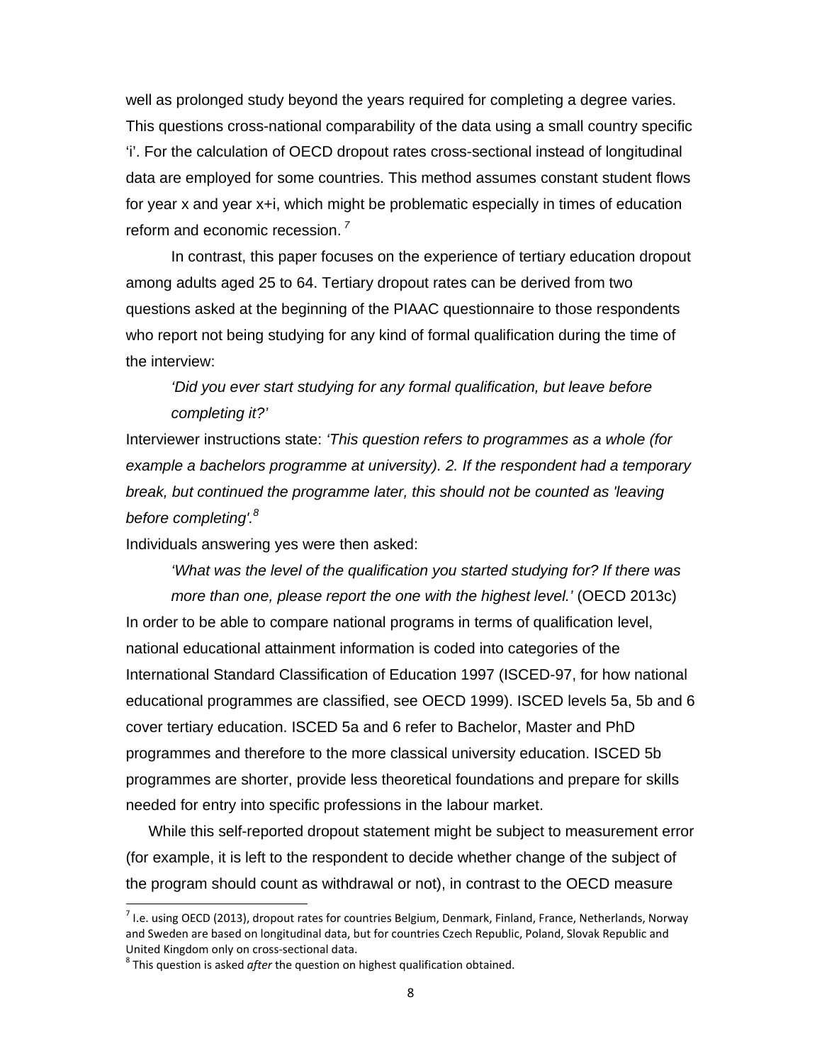well as prolonged study beyond the years required for completing a degree varies. This questions cross-national comparability of the data using a small country specific 'i'. For the calculation of OECD dropout rates cross-sectional instead of longitudinal data are employed for some countries. This method assumes constant student flows for year x and year x+i, which might be problematic especially in times of education reform and economic recession.[7]

In contrast, this paper focuses on the experience of tertiary education dropout among adults aged 25 to 64. Tertiary dropout rates can be derived from two questions asked at the beginning of the PIAAC questionnaire to those respondents who report not being studying for any kind of formal qualification during the time of the interview:

> *'Did you ever start studying for any formal qualification, but leave before completing it?'*

Interviewer instructions state: *'This question refers to programmes as a whole (for example a bachelors programme at university). 2. If the respondent had a temporary break, but continued the programme later, this should not be counted as 'leaving before completing'.*[8]

Individuals answering yes were then asked:

> *'What was the level of the qualification you started studying for? If there was more than one, please report the one with the highest level.'* (OECD 2013c)

In order to be able to compare national programs in terms of qualification level, national educational attainment information is coded into categories of the International Standard Classification of Education 1997 (ISCED-97, for how national educational programmes are classified, see OECD 1999). ISCED levels 5a, 5b and 6 cover tertiary education. ISCED 5a and 6 refer to Bachelor, Master and PhD programmes and therefore to the more classical university education. ISCED 5b programmes are shorter, provide less theoretical foundations and prepare for skills needed for entry into specific professions in the labour market.

While this self-reported dropout statement might be subject to measurement error (for example, it is left to the respondent to decide whether change of the subject of the program should count as withdrawal or not), in contrast to the OECD measure

---

[7] I.e. using OECD (2013), dropout rates for countries Belgium, Denmark, Finland, France, Netherlands, Norway and Sweden are based on longitudinal data, but for countries Czech Republic, Poland, Slovak Republic and United Kingdom only on cross-sectional data.

[8] This question is asked *after* the question on highest qualification obtained.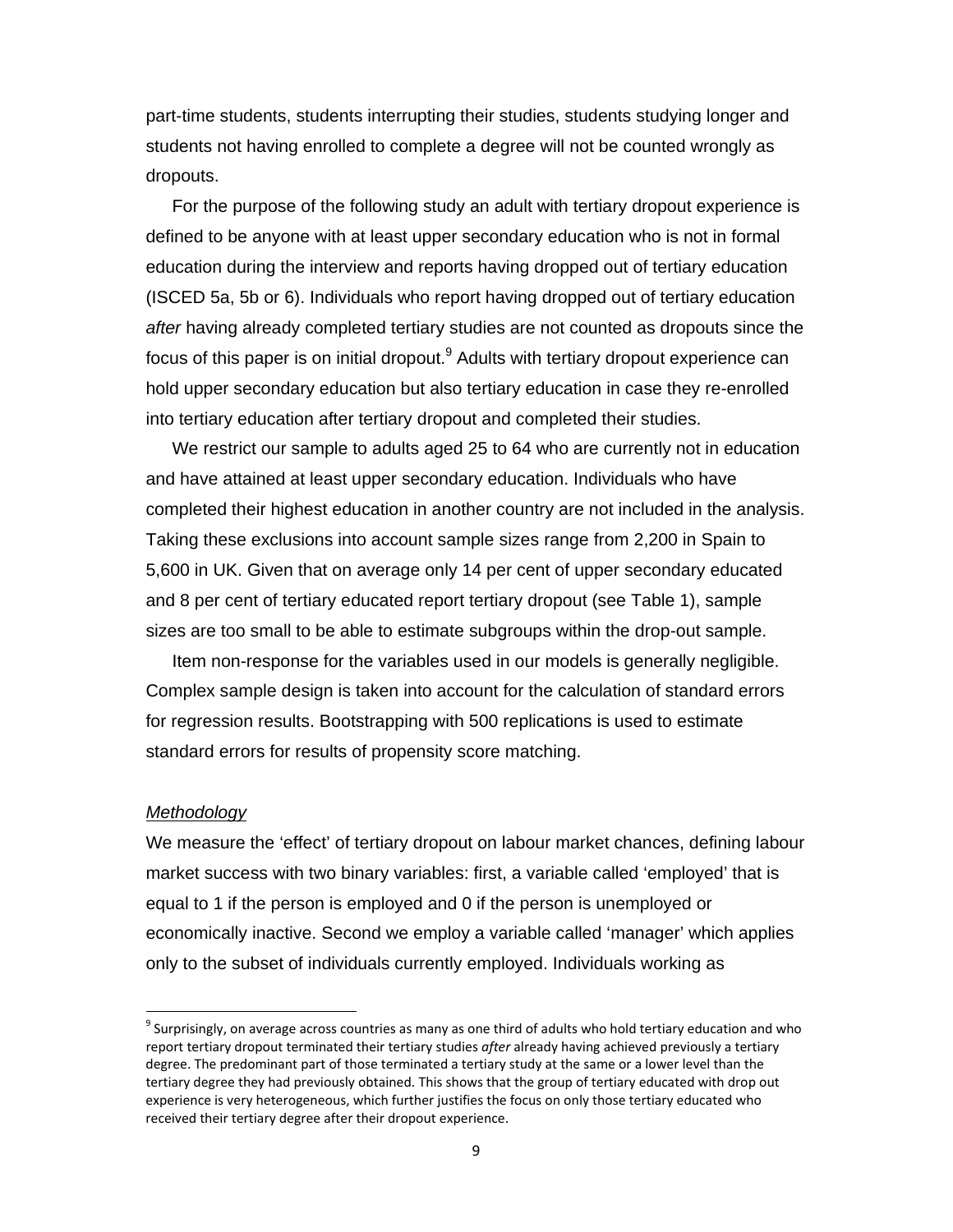part-time students, students interrupting their studies, students studying longer and students not having enrolled to complete a degree will not be counted wrongly as dropouts.

For the purpose of the following study an adult with tertiary dropout experience is defined to be anyone with at least upper secondary education who is not in formal education during the interview and reports having dropped out of tertiary education (ISCED 5a, 5b or 6). Individuals who report having dropped out of tertiary education *after* having already completed tertiary studies are not counted as dropouts since the focus of this paper is on initial dropout.[9] Adults with tertiary dropout experience can hold upper secondary education but also tertiary education in case they re-enrolled into tertiary education after tertiary dropout and completed their studies.

We restrict our sample to adults aged 25 to 64 who are currently not in education and have attained at least upper secondary education. Individuals who have completed their highest education in another country are not included in the analysis. Taking these exclusions into account sample sizes range from 2,200 in Spain to 5,600 in UK. Given that on average only 14 per cent of upper secondary educated and 8 per cent of tertiary educated report tertiary dropout (see Table 1), sample sizes are too small to be able to estimate subgroups within the drop-out sample.

Item non-response for the variables used in our models is generally negligible. Complex sample design is taken into account for the calculation of standard errors for regression results. Bootstrapping with 500 replications is used to estimate standard errors for results of propensity score matching.

### *Methodology*

We measure the 'effect' of tertiary dropout on labour market chances, defining labour market success with two binary variables: first, a variable called 'employed' that is equal to 1 if the person is employed and 0 if the person is unemployed or economically inactive. Second we employ a variable called 'manager' which applies only to the subset of individuals currently employed. Individuals working as

[9] Surprisingly, on average across countries as many as one third of adults who hold tertiary education and who report tertiary dropout terminated their tertiary studies *after* already having achieved previously a tertiary degree. The predominant part of those terminated a tertiary study at the same or a lower level than the tertiary degree they had previously obtained. This shows that the group of tertiary educated with drop out experience is very heterogeneous, which further justifies the focus on only those tertiary educated who received their tertiary degree after their dropout experience.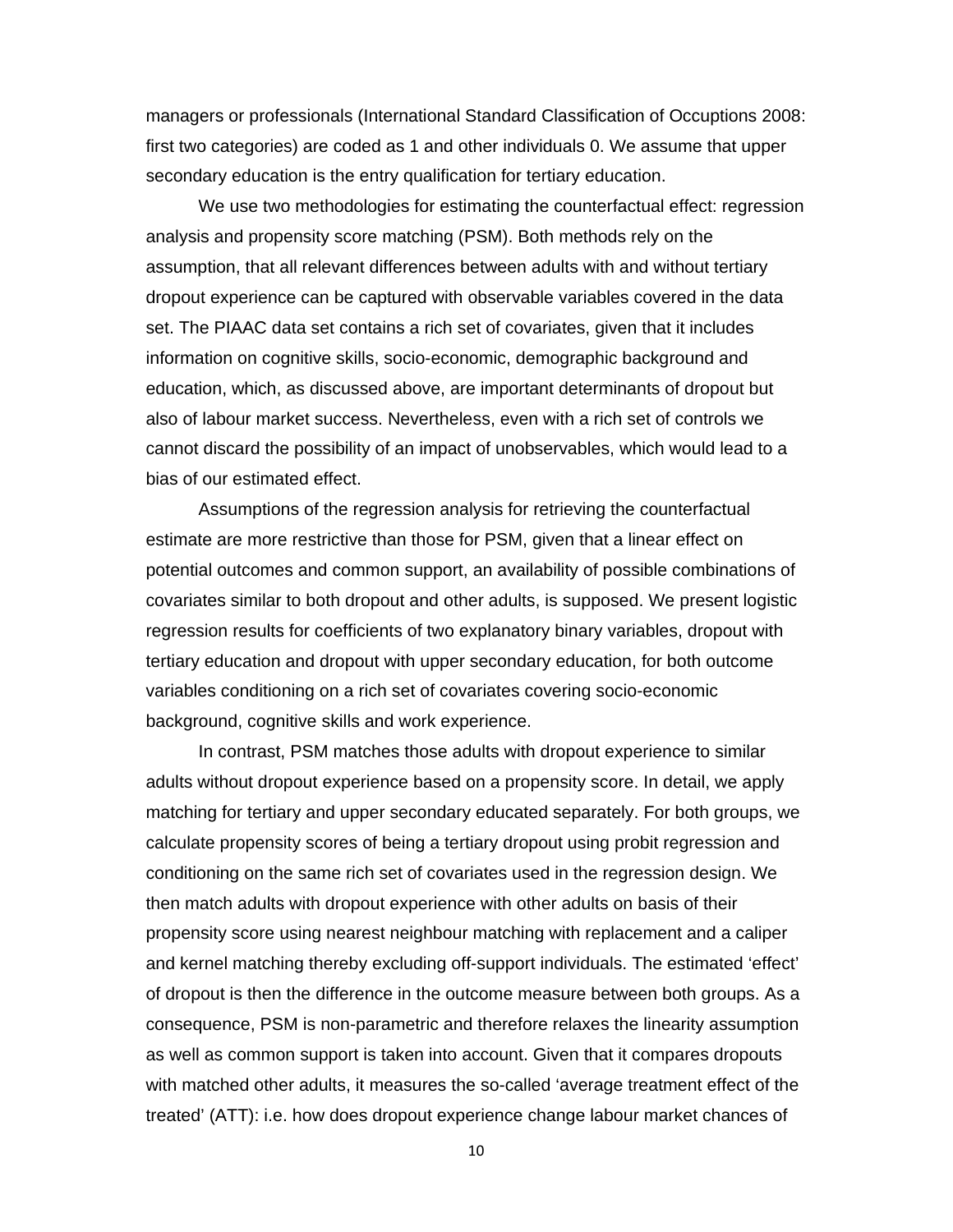managers or professionals (International Standard Classification of Occuptions 2008: first two categories) are coded as 1 and other individuals 0. We assume that upper secondary education is the entry qualification for tertiary education.

We use two methodologies for estimating the counterfactual effect: regression analysis and propensity score matching (PSM). Both methods rely on the assumption, that all relevant differences between adults with and without tertiary dropout experience can be captured with observable variables covered in the data set. The PIAAC data set contains a rich set of covariates, given that it includes information on cognitive skills, socio-economic, demographic background and education, which, as discussed above, are important determinants of dropout but also of labour market success. Nevertheless, even with a rich set of controls we cannot discard the possibility of an impact of unobservables, which would lead to a bias of our estimated effect.

Assumptions of the regression analysis for retrieving the counterfactual estimate are more restrictive than those for PSM, given that a linear effect on potential outcomes and common support, an availability of possible combinations of covariates similar to both dropout and other adults, is supposed. We present logistic regression results for coefficients of two explanatory binary variables, dropout with tertiary education and dropout with upper secondary education, for both outcome variables conditioning on a rich set of covariates covering socio-economic background, cognitive skills and work experience.

In contrast, PSM matches those adults with dropout experience to similar adults without dropout experience based on a propensity score. In detail, we apply matching for tertiary and upper secondary educated separately. For both groups, we calculate propensity scores of being a tertiary dropout using probit regression and conditioning on the same rich set of covariates used in the regression design. We then match adults with dropout experience with other adults on basis of their propensity score using nearest neighbour matching with replacement and a caliper and kernel matching thereby excluding off-support individuals. The estimated 'effect' of dropout is then the difference in the outcome measure between both groups. As a consequence, PSM is non-parametric and therefore relaxes the linearity assumption as well as common support is taken into account. Given that it compares dropouts with matched other adults, it measures the so-called 'average treatment effect of the treated' (ATT): i.e. how does dropout experience change labour market chances of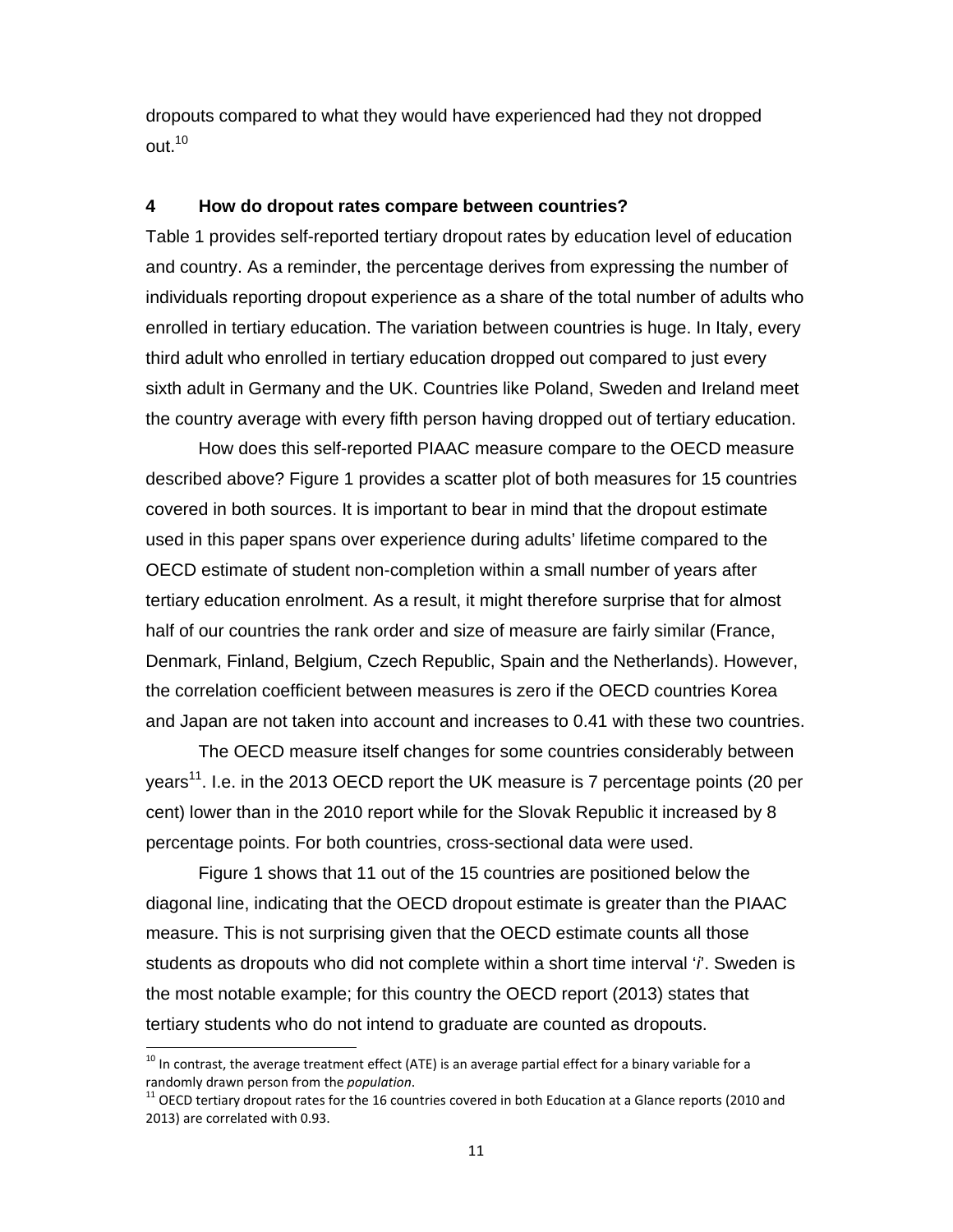dropouts compared to what they would have experienced had they not dropped out.[10]

## 4 How do dropout rates compare between countries?

Table 1 provides self-reported tertiary dropout rates by education level of education and country. As a reminder, the percentage derives from expressing the number of individuals reporting dropout experience as a share of the total number of adults who enrolled in tertiary education. The variation between countries is huge. In Italy, every third adult who enrolled in tertiary education dropped out compared to just every sixth adult in Germany and the UK. Countries like Poland, Sweden and Ireland meet the country average with every fifth person having dropped out of tertiary education.

How does this self-reported PIAAC measure compare to the OECD measure described above? Figure 1 provides a scatter plot of both measures for 15 countries covered in both sources. It is important to bear in mind that the dropout estimate used in this paper spans over experience during adults' lifetime compared to the OECD estimate of student non-completion within a small number of years after tertiary education enrolment. As a result, it might therefore surprise that for almost half of our countries the rank order and size of measure are fairly similar (France, Denmark, Finland, Belgium, Czech Republic, Spain and the Netherlands). However, the correlation coefficient between measures is zero if the OECD countries Korea and Japan are not taken into account and increases to 0.41 with these two countries.

The OECD measure itself changes for some countries considerably between years[11]. I.e. in the 2013 OECD report the UK measure is 7 percentage points (20 per cent) lower than in the 2010 report while for the Slovak Republic it increased by 8 percentage points. For both countries, cross-sectional data were used.

Figure 1 shows that 11 out of the 15 countries are positioned below the diagonal line, indicating that the OECD dropout estimate is greater than the PIAAC measure. This is not surprising given that the OECD estimate counts all those students as dropouts who did not complete within a short time interval '*i*'. Sweden is the most notable example; for this country the OECD report (2013) states that tertiary students who do not intend to graduate are counted as dropouts.

[10] In contrast, the average treatment effect (ATE) is an average partial effect for a binary variable for a randomly drawn person from the *population*.

[11] OECD tertiary dropout rates for the 16 countries covered in both Education at a Glance reports (2010 and 2013) are correlated with 0.93.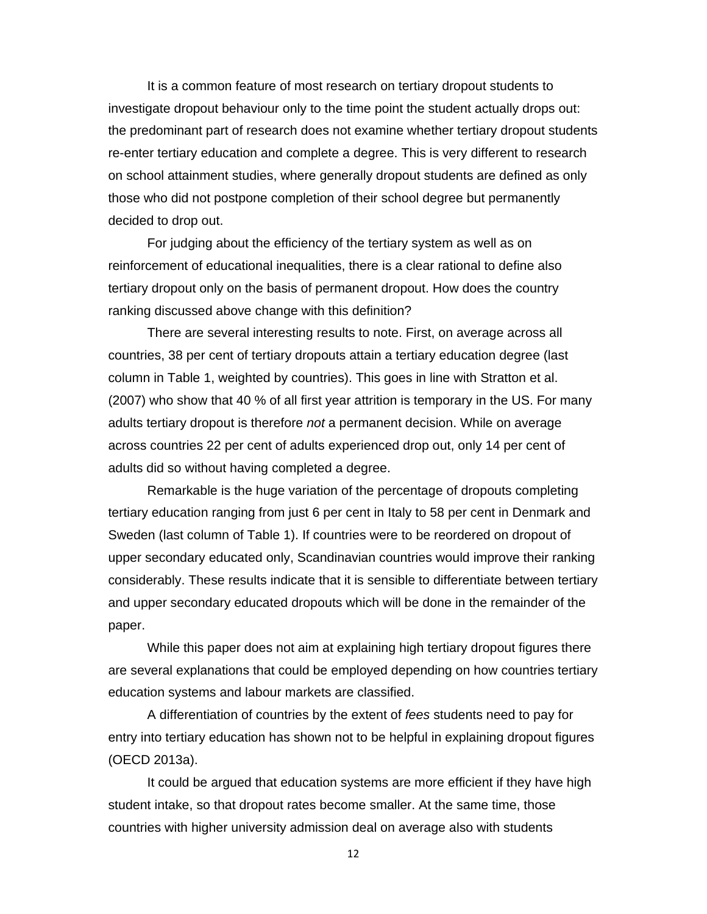It is a common feature of most research on tertiary dropout students to investigate dropout behaviour only to the time point the student actually drops out: the predominant part of research does not examine whether tertiary dropout students re-enter tertiary education and complete a degree. This is very different to research on school attainment studies, where generally dropout students are defined as only those who did not postpone completion of their school degree but permanently decided to drop out.

For judging about the efficiency of the tertiary system as well as on reinforcement of educational inequalities, there is a clear rational to define also tertiary dropout only on the basis of permanent dropout. How does the country ranking discussed above change with this definition?

There are several interesting results to note. First, on average across all countries, 38 per cent of tertiary dropouts attain a tertiary education degree (last column in Table 1, weighted by countries). This goes in line with Stratton et al. (2007) who show that 40 % of all first year attrition is temporary in the US. For many adults tertiary dropout is therefore *not* a permanent decision. While on average across countries 22 per cent of adults experienced drop out, only 14 per cent of adults did so without having completed a degree.

Remarkable is the huge variation of the percentage of dropouts completing tertiary education ranging from just 6 per cent in Italy to 58 per cent in Denmark and Sweden (last column of Table 1). If countries were to be reordered on dropout of upper secondary educated only, Scandinavian countries would improve their ranking considerably. These results indicate that it is sensible to differentiate between tertiary and upper secondary educated dropouts which will be done in the remainder of the paper.

While this paper does not aim at explaining high tertiary dropout figures there are several explanations that could be employed depending on how countries tertiary education systems and labour markets are classified.

A differentiation of countries by the extent of *fees* students need to pay for entry into tertiary education has shown not to be helpful in explaining dropout figures (OECD 2013a).

It could be argued that education systems are more efficient if they have high student intake, so that dropout rates become smaller. At the same time, those countries with higher university admission deal on average also with students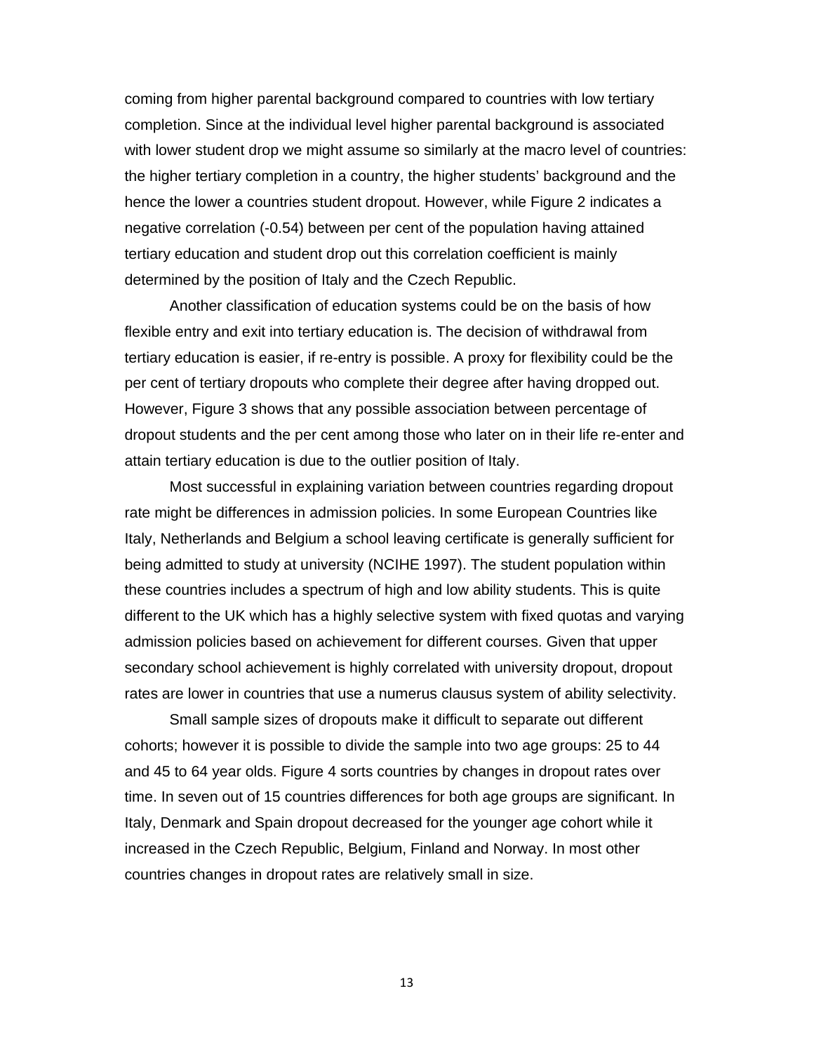coming from higher parental background compared to countries with low tertiary completion. Since at the individual level higher parental background is associated with lower student drop we might assume so similarly at the macro level of countries: the higher tertiary completion in a country, the higher students' background and the hence the lower a countries student dropout. However, while Figure 2 indicates a negative correlation (-0.54) between per cent of the population having attained tertiary education and student drop out this correlation coefficient is mainly determined by the position of Italy and the Czech Republic.

Another classification of education systems could be on the basis of how flexible entry and exit into tertiary education is. The decision of withdrawal from tertiary education is easier, if re-entry is possible. A proxy for flexibility could be the per cent of tertiary dropouts who complete their degree after having dropped out. However, Figure 3 shows that any possible association between percentage of dropout students and the per cent among those who later on in their life re-enter and attain tertiary education is due to the outlier position of Italy.

Most successful in explaining variation between countries regarding dropout rate might be differences in admission policies. In some European Countries like Italy, Netherlands and Belgium a school leaving certificate is generally sufficient for being admitted to study at university (NCIHE 1997). The student population within these countries includes a spectrum of high and low ability students. This is quite different to the UK which has a highly selective system with fixed quotas and varying admission policies based on achievement for different courses. Given that upper secondary school achievement is highly correlated with university dropout, dropout rates are lower in countries that use a numerus clausus system of ability selectivity.

Small sample sizes of dropouts make it difficult to separate out different cohorts; however it is possible to divide the sample into two age groups: 25 to 44 and 45 to 64 year olds. Figure 4 sorts countries by changes in dropout rates over time. In seven out of 15 countries differences for both age groups are significant. In Italy, Denmark and Spain dropout decreased for the younger age cohort while it increased in the Czech Republic, Belgium, Finland and Norway. In most other countries changes in dropout rates are relatively small in size.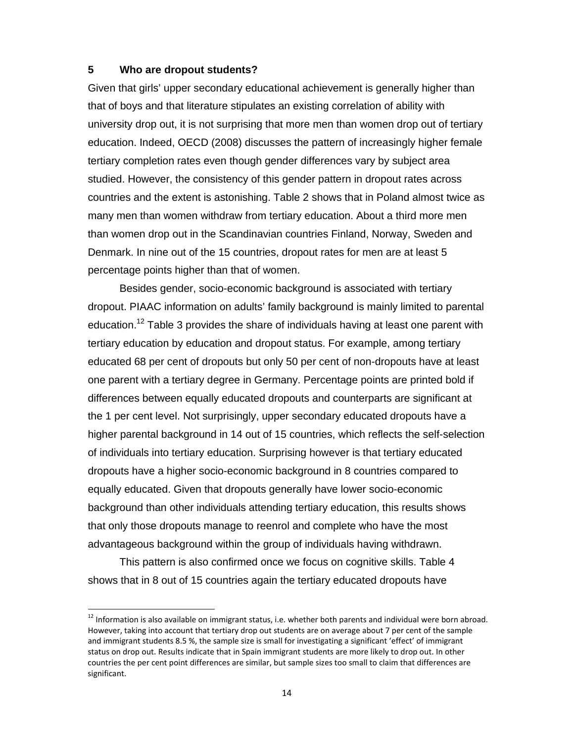## 5 Who are dropout students?

Given that girls' upper secondary educational achievement is generally higher than that of boys and that literature stipulates an existing correlation of ability with university drop out, it is not surprising that more men than women drop out of tertiary education. Indeed, OECD (2008) discusses the pattern of increasingly higher female tertiary completion rates even though gender differences vary by subject area studied. However, the consistency of this gender pattern in dropout rates across countries and the extent is astonishing. Table 2 shows that in Poland almost twice as many men than women withdraw from tertiary education. About a third more men than women drop out in the Scandinavian countries Finland, Norway, Sweden and Denmark. In nine out of the 15 countries, dropout rates for men are at least 5 percentage points higher than that of women.

Besides gender, socio-economic background is associated with tertiary dropout. PIAAC information on adults' family background is mainly limited to parental education.[12] Table 3 provides the share of individuals having at least one parent with tertiary education by education and dropout status. For example, among tertiary educated 68 per cent of dropouts but only 50 per cent of non-dropouts have at least one parent with a tertiary degree in Germany. Percentage points are printed bold if differences between equally educated dropouts and counterparts are significant at the 1 per cent level. Not surprisingly, upper secondary educated dropouts have a higher parental background in 14 out of 15 countries, which reflects the self-selection of individuals into tertiary education. Surprising however is that tertiary educated dropouts have a higher socio-economic background in 8 countries compared to equally educated. Given that dropouts generally have lower socio-economic background than other individuals attending tertiary education, this results shows that only those dropouts manage to reenrol and complete who have the most advantageous background within the group of individuals having withdrawn.

This pattern is also confirmed once we focus on cognitive skills. Table 4 shows that in 8 out of 15 countries again the tertiary educated dropouts have

[12] Information is also available on immigrant status, i.e. whether both parents and individual were born abroad. However, taking into account that tertiary drop out students are on average about 7 per cent of the sample and immigrant students 8.5 %, the sample size is small for investigating a significant 'effect' of immigrant status on drop out. Results indicate that in Spain immigrant students are more likely to drop out. In other countries the per cent point differences are similar, but sample sizes too small to claim that differences are significant.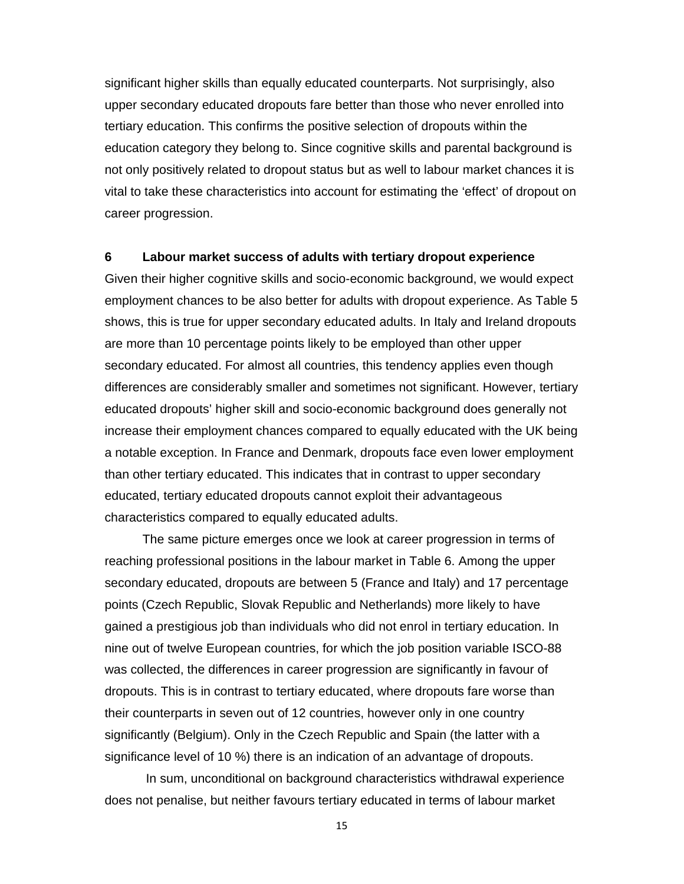significant higher skills than equally educated counterparts. Not surprisingly, also upper secondary educated dropouts fare better than those who never enrolled into tertiary education. This confirms the positive selection of dropouts within the education category they belong to. Since cognitive skills and parental background is not only positively related to dropout status but as well to labour market chances it is vital to take these characteristics into account for estimating the 'effect' of dropout on career progression.

## 6 Labour market success of adults with tertiary dropout experience

Given their higher cognitive skills and socio-economic background, we would expect employment chances to be also better for adults with dropout experience. As Table 5 shows, this is true for upper secondary educated adults. In Italy and Ireland dropouts are more than 10 percentage points likely to be employed than other upper secondary educated. For almost all countries, this tendency applies even though differences are considerably smaller and sometimes not significant. However, tertiary educated dropouts' higher skill and socio-economic background does generally not increase their employment chances compared to equally educated with the UK being a notable exception. In France and Denmark, dropouts face even lower employment than other tertiary educated. This indicates that in contrast to upper secondary educated, tertiary educated dropouts cannot exploit their advantageous characteristics compared to equally educated adults.

The same picture emerges once we look at career progression in terms of reaching professional positions in the labour market in Table 6. Among the upper secondary educated, dropouts are between 5 (France and Italy) and 17 percentage points (Czech Republic, Slovak Republic and Netherlands) more likely to have gained a prestigious job than individuals who did not enrol in tertiary education. In nine out of twelve European countries, for which the job position variable ISCO-88 was collected, the differences in career progression are significantly in favour of dropouts. This is in contrast to tertiary educated, where dropouts fare worse than their counterparts in seven out of 12 countries, however only in one country significantly (Belgium). Only in the Czech Republic and Spain (the latter with a significance level of 10 %) there is an indication of an advantage of dropouts.

In sum, unconditional on background characteristics withdrawal experience does not penalise, but neither favours tertiary educated in terms of labour market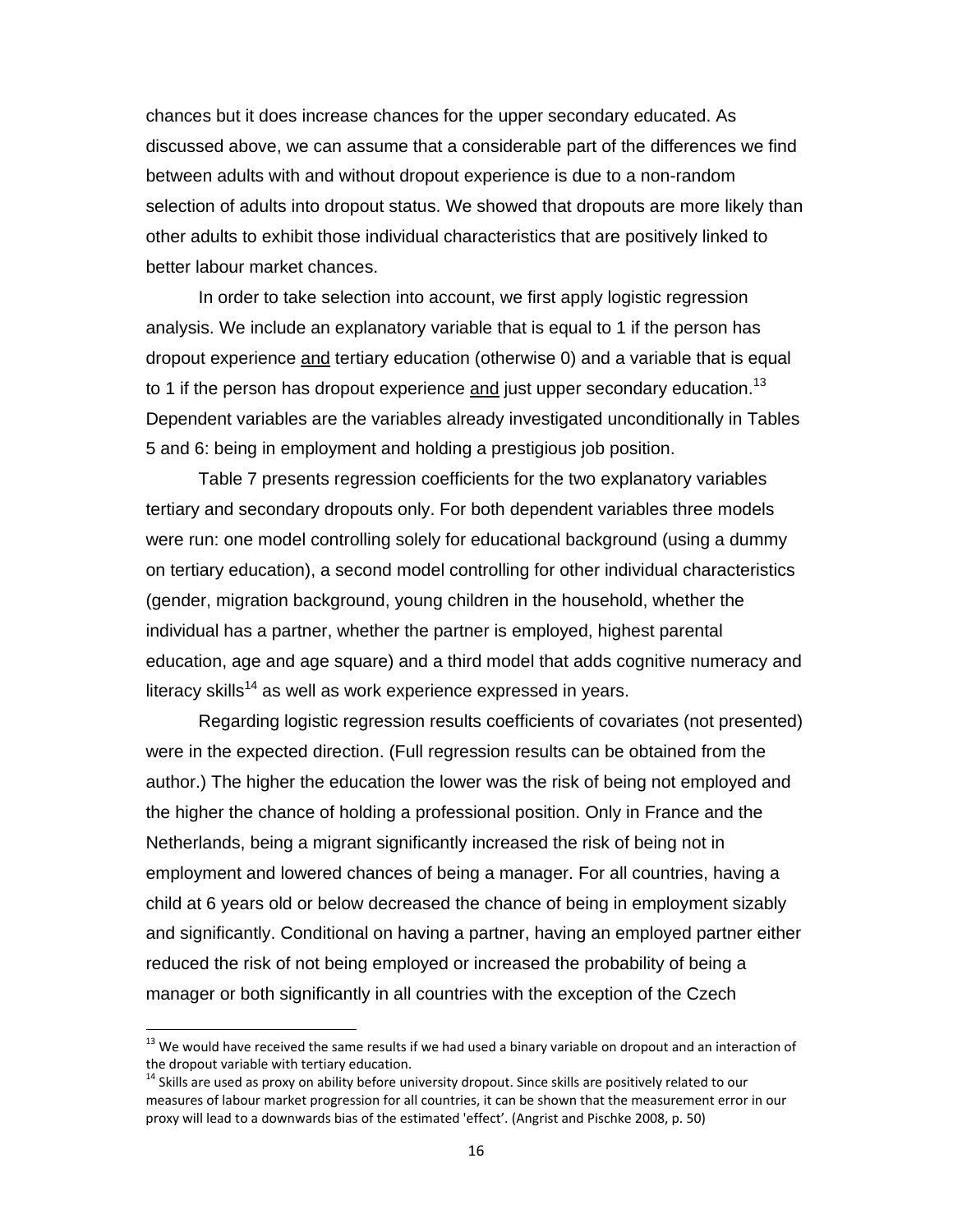chances but it does increase chances for the upper secondary educated. As discussed above, we can assume that a considerable part of the differences we find between adults with and without dropout experience is due to a non-random selection of adults into dropout status. We showed that dropouts are more likely than other adults to exhibit those individual characteristics that are positively linked to better labour market chances.

In order to take selection into account, we first apply logistic regression analysis. We include an explanatory variable that is equal to 1 if the person has dropout experience <u>and</u> tertiary education (otherwise 0) and a variable that is equal to 1 if the person has dropout experience <u>and</u> just upper secondary education.[13] Dependent variables are the variables already investigated unconditionally in Tables 5 and 6: being in employment and holding a prestigious job position.

Table 7 presents regression coefficients for the two explanatory variables tertiary and secondary dropouts only. For both dependent variables three models were run: one model controlling solely for educational background (using a dummy on tertiary education), a second model controlling for other individual characteristics (gender, migration background, young children in the household, whether the individual has a partner, whether the partner is employed, highest parental education, age and age square) and a third model that adds cognitive numeracy and literacy skills[14] as well as work experience expressed in years.

Regarding logistic regression results coefficients of covariates (not presented) were in the expected direction. (Full regression results can be obtained from the author.) The higher the education the lower was the risk of being not employed and the higher the chance of holding a professional position. Only in France and the Netherlands, being a migrant significantly increased the risk of being not in employment and lowered chances of being a manager. For all countries, having a child at 6 years old or below decreased the chance of being in employment sizably and significantly. Conditional on having a partner, having an employed partner either reduced the risk of not being employed or increased the probability of being a manager or both significantly in all countries with the exception of the Czech

---

[13] We would have received the same results if we had used a binary variable on dropout and an interaction of the dropout variable with tertiary education.

[14] Skills are used as proxy on ability before university dropout. Since skills are positively related to our measures of labour market progression for all countries, it can be shown that the measurement error in our proxy will lead to a downwards bias of the estimated 'effect'. (Angrist and Pischke 2008, p. 50)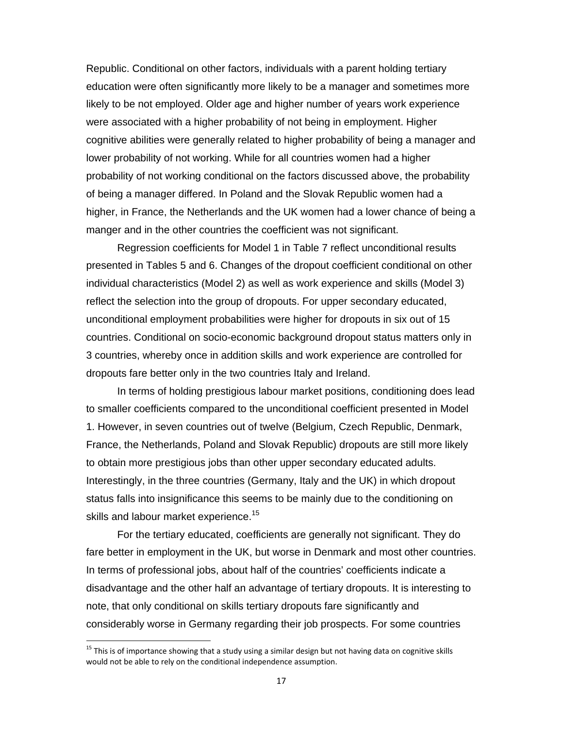Republic. Conditional on other factors, individuals with a parent holding tertiary education were often significantly more likely to be a manager and sometimes more likely to be not employed. Older age and higher number of years work experience were associated with a higher probability of not being in employment. Higher cognitive abilities were generally related to higher probability of being a manager and lower probability of not working. While for all countries women had a higher probability of not working conditional on the factors discussed above, the probability of being a manager differed. In Poland and the Slovak Republic women had a higher, in France, the Netherlands and the UK women had a lower chance of being a manger and in the other countries the coefficient was not significant.

Regression coefficients for Model 1 in Table 7 reflect unconditional results presented in Tables 5 and 6. Changes of the dropout coefficient conditional on other individual characteristics (Model 2) as well as work experience and skills (Model 3) reflect the selection into the group of dropouts. For upper secondary educated, unconditional employment probabilities were higher for dropouts in six out of 15 countries. Conditional on socio-economic background dropout status matters only in 3 countries, whereby once in addition skills and work experience are controlled for dropouts fare better only in the two countries Italy and Ireland.

In terms of holding prestigious labour market positions, conditioning does lead to smaller coefficients compared to the unconditional coefficient presented in Model 1. However, in seven countries out of twelve (Belgium, Czech Republic, Denmark, France, the Netherlands, Poland and Slovak Republic) dropouts are still more likely to obtain more prestigious jobs than other upper secondary educated adults. Interestingly, in the three countries (Germany, Italy and the UK) in which dropout status falls into insignificance this seems to be mainly due to the conditioning on skills and labour market experience.[15]

For the tertiary educated, coefficients are generally not significant. They do fare better in employment in the UK, but worse in Denmark and most other countries. In terms of professional jobs, about half of the countries' coefficients indicate a disadvantage and the other half an advantage of tertiary dropouts. It is interesting to note, that only conditional on skills tertiary dropouts fare significantly and considerably worse in Germany regarding their job prospects. For some countries

[15] This is of importance showing that a study using a similar design but not having data on cognitive skills would not be able to rely on the conditional independence assumption.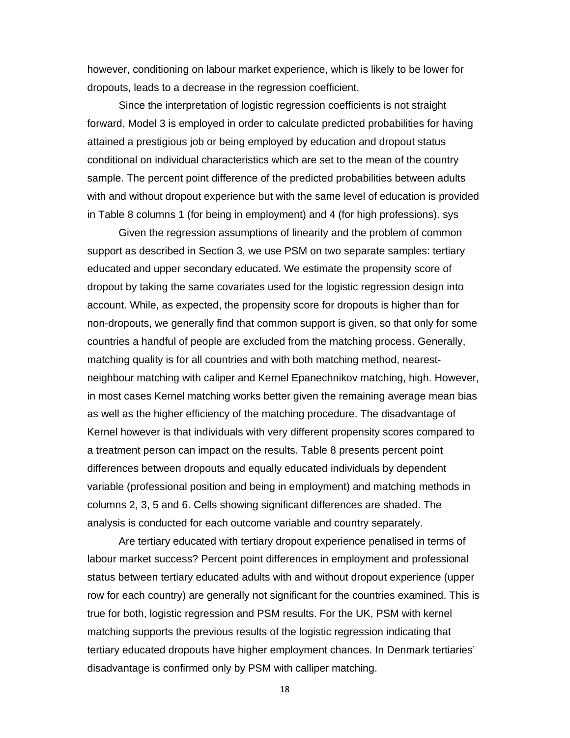however, conditioning on labour market experience, which is likely to be lower for dropouts, leads to a decrease in the regression coefficient.

Since the interpretation of logistic regression coefficients is not straight forward, Model 3 is employed in order to calculate predicted probabilities for having attained a prestigious job or being employed by education and dropout status conditional on individual characteristics which are set to the mean of the country sample. The percent point difference of the predicted probabilities between adults with and without dropout experience but with the same level of education is provided in Table 8 columns 1 (for being in employment) and 4 (for high professions). sys

Given the regression assumptions of linearity and the problem of common support as described in Section 3, we use PSM on two separate samples: tertiary educated and upper secondary educated. We estimate the propensity score of dropout by taking the same covariates used for the logistic regression design into account. While, as expected, the propensity score for dropouts is higher than for non-dropouts, we generally find that common support is given, so that only for some countries a handful of people are excluded from the matching process. Generally, matching quality is for all countries and with both matching method, nearest-neighbour matching with caliper and Kernel Epanechnikov matching, high. However, in most cases Kernel matching works better given the remaining average mean bias as well as the higher efficiency of the matching procedure. The disadvantage of Kernel however is that individuals with very different propensity scores compared to a treatment person can impact on the results. Table 8 presents percent point differences between dropouts and equally educated individuals by dependent variable (professional position and being in employment) and matching methods in columns 2, 3, 5 and 6. Cells showing significant differences are shaded. The analysis is conducted for each outcome variable and country separately.

Are tertiary educated with tertiary dropout experience penalised in terms of labour market success? Percent point differences in employment and professional status between tertiary educated adults with and without dropout experience (upper row for each country) are generally not significant for the countries examined. This is true for both, logistic regression and PSM results. For the UK, PSM with kernel matching supports the previous results of the logistic regression indicating that tertiary educated dropouts have higher employment chances. In Denmark tertiaries' disadvantage is confirmed only by PSM with calliper matching.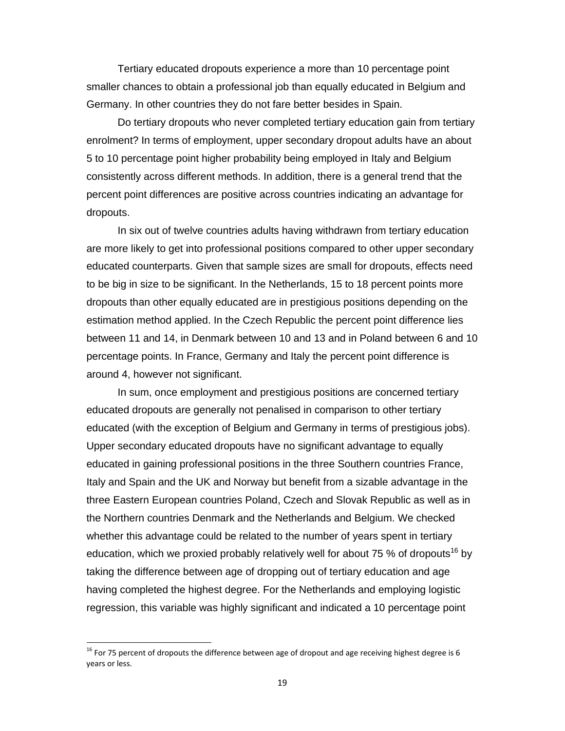Tertiary educated dropouts experience a more than 10 percentage point smaller chances to obtain a professional job than equally educated in Belgium and Germany. In other countries they do not fare better besides in Spain.

Do tertiary dropouts who never completed tertiary education gain from tertiary enrolment? In terms of employment, upper secondary dropout adults have an about 5 to 10 percentage point higher probability being employed in Italy and Belgium consistently across different methods. In addition, there is a general trend that the percent point differences are positive across countries indicating an advantage for dropouts.

In six out of twelve countries adults having withdrawn from tertiary education are more likely to get into professional positions compared to other upper secondary educated counterparts. Given that sample sizes are small for dropouts, effects need to be big in size to be significant. In the Netherlands, 15 to 18 percent points more dropouts than other equally educated are in prestigious positions depending on the estimation method applied. In the Czech Republic the percent point difference lies between 11 and 14, in Denmark between 10 and 13 and in Poland between 6 and 10 percentage points. In France, Germany and Italy the percent point difference is around 4, however not significant.

In sum, once employment and prestigious positions are concerned tertiary educated dropouts are generally not penalised in comparison to other tertiary educated (with the exception of Belgium and Germany in terms of prestigious jobs). Upper secondary educated dropouts have no significant advantage to equally educated in gaining professional positions in the three Southern countries France, Italy and Spain and the UK and Norway but benefit from a sizable advantage in the three Eastern European countries Poland, Czech and Slovak Republic as well as in the Northern countries Denmark and the Netherlands and Belgium. We checked whether this advantage could be related to the number of years spent in tertiary education, which we proxied probably relatively well for about 75 % of dropouts[16] by taking the difference between age of dropping out of tertiary education and age having completed the highest degree. For the Netherlands and employing logistic regression, this variable was highly significant and indicated a 10 percentage point

[16] For 75 percent of dropouts the difference between age of dropout and age receiving highest degree is 6 years or less.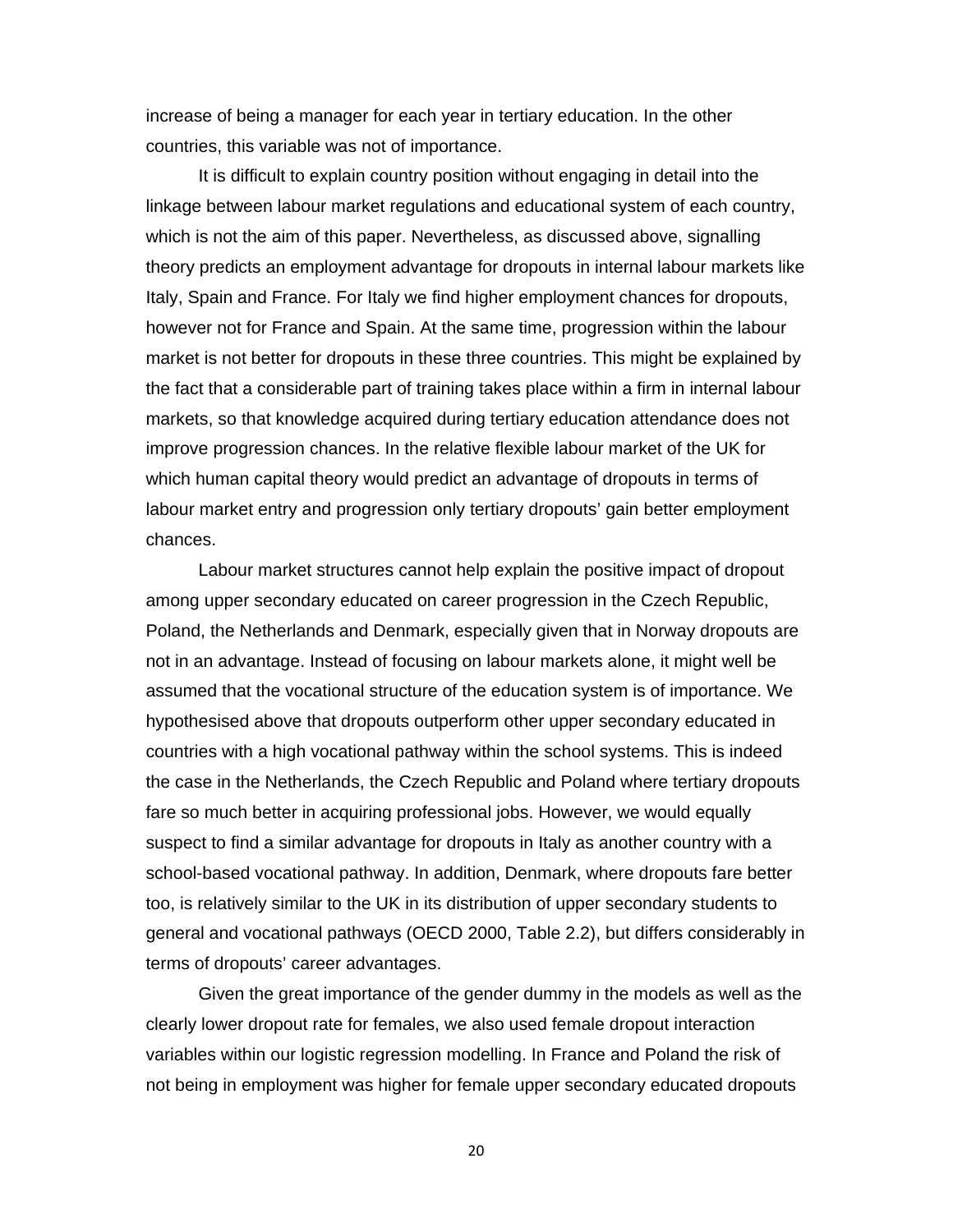increase of being a manager for each year in tertiary education. In the other countries, this variable was not of importance.

It is difficult to explain country position without engaging in detail into the linkage between labour market regulations and educational system of each country, which is not the aim of this paper. Nevertheless, as discussed above, signalling theory predicts an employment advantage for dropouts in internal labour markets like Italy, Spain and France. For Italy we find higher employment chances for dropouts, however not for France and Spain. At the same time, progression within the labour market is not better for dropouts in these three countries. This might be explained by the fact that a considerable part of training takes place within a firm in internal labour markets, so that knowledge acquired during tertiary education attendance does not improve progression chances. In the relative flexible labour market of the UK for which human capital theory would predict an advantage of dropouts in terms of labour market entry and progression only tertiary dropouts' gain better employment chances.

Labour market structures cannot help explain the positive impact of dropout among upper secondary educated on career progression in the Czech Republic, Poland, the Netherlands and Denmark, especially given that in Norway dropouts are not in an advantage. Instead of focusing on labour markets alone, it might well be assumed that the vocational structure of the education system is of importance. We hypothesised above that dropouts outperform other upper secondary educated in countries with a high vocational pathway within the school systems. This is indeed the case in the Netherlands, the Czech Republic and Poland where tertiary dropouts fare so much better in acquiring professional jobs. However, we would equally suspect to find a similar advantage for dropouts in Italy as another country with a school-based vocational pathway. In addition, Denmark, where dropouts fare better too, is relatively similar to the UK in its distribution of upper secondary students to general and vocational pathways (OECD 2000, Table 2.2), but differs considerably in terms of dropouts' career advantages.

Given the great importance of the gender dummy in the models as well as the clearly lower dropout rate for females, we also used female dropout interaction variables within our logistic regression modelling. In France and Poland the risk of not being in employment was higher for female upper secondary educated dropouts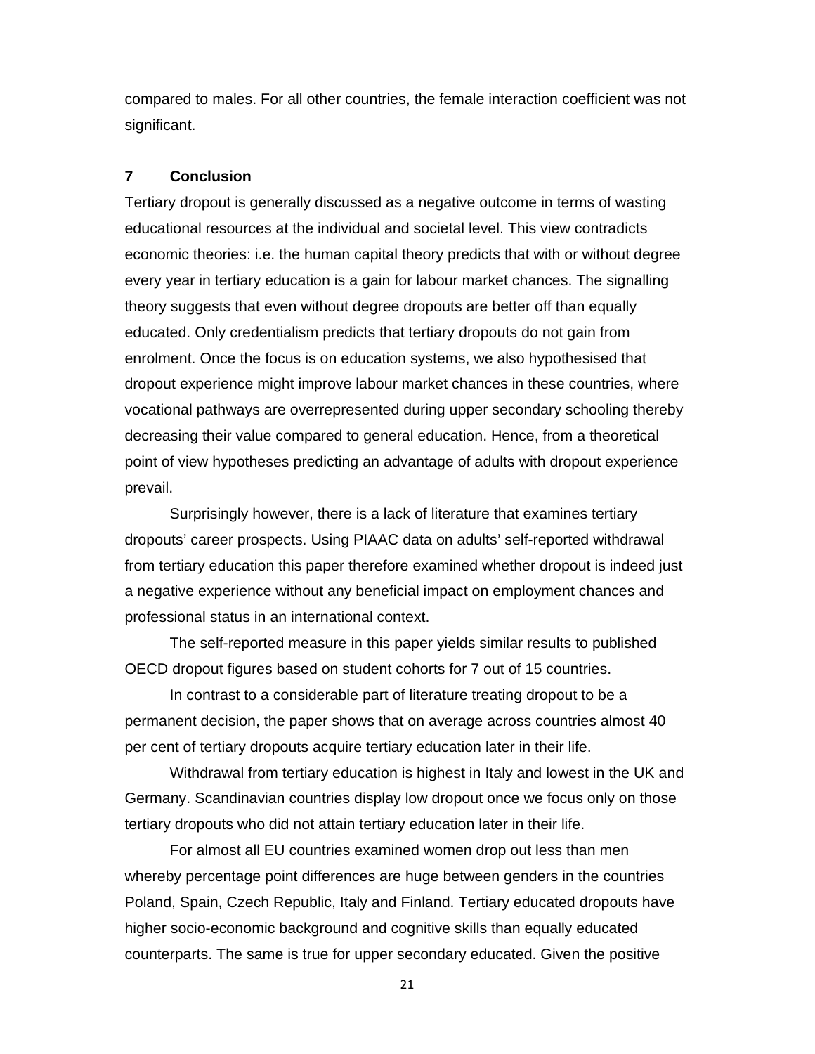compared to males. For all other countries, the female interaction coefficient was not significant.

## 7 Conclusion

Tertiary dropout is generally discussed as a negative outcome in terms of wasting educational resources at the individual and societal level. This view contradicts economic theories: i.e. the human capital theory predicts that with or without degree every year in tertiary education is a gain for labour market chances. The signalling theory suggests that even without degree dropouts are better off than equally educated. Only credentialism predicts that tertiary dropouts do not gain from enrolment. Once the focus is on education systems, we also hypothesised that dropout experience might improve labour market chances in these countries, where vocational pathways are overrepresented during upper secondary schooling thereby decreasing their value compared to general education. Hence, from a theoretical point of view hypotheses predicting an advantage of adults with dropout experience prevail.

Surprisingly however, there is a lack of literature that examines tertiary dropouts' career prospects. Using PIAAC data on adults' self-reported withdrawal from tertiary education this paper therefore examined whether dropout is indeed just a negative experience without any beneficial impact on employment chances and professional status in an international context.

The self-reported measure in this paper yields similar results to published OECD dropout figures based on student cohorts for 7 out of 15 countries.

In contrast to a considerable part of literature treating dropout to be a permanent decision, the paper shows that on average across countries almost 40 per cent of tertiary dropouts acquire tertiary education later in their life.

Withdrawal from tertiary education is highest in Italy and lowest in the UK and Germany. Scandinavian countries display low dropout once we focus only on those tertiary dropouts who did not attain tertiary education later in their life.

For almost all EU countries examined women drop out less than men whereby percentage point differences are huge between genders in the countries Poland, Spain, Czech Republic, Italy and Finland. Tertiary educated dropouts have higher socio-economic background and cognitive skills than equally educated counterparts. The same is true for upper secondary educated. Given the positive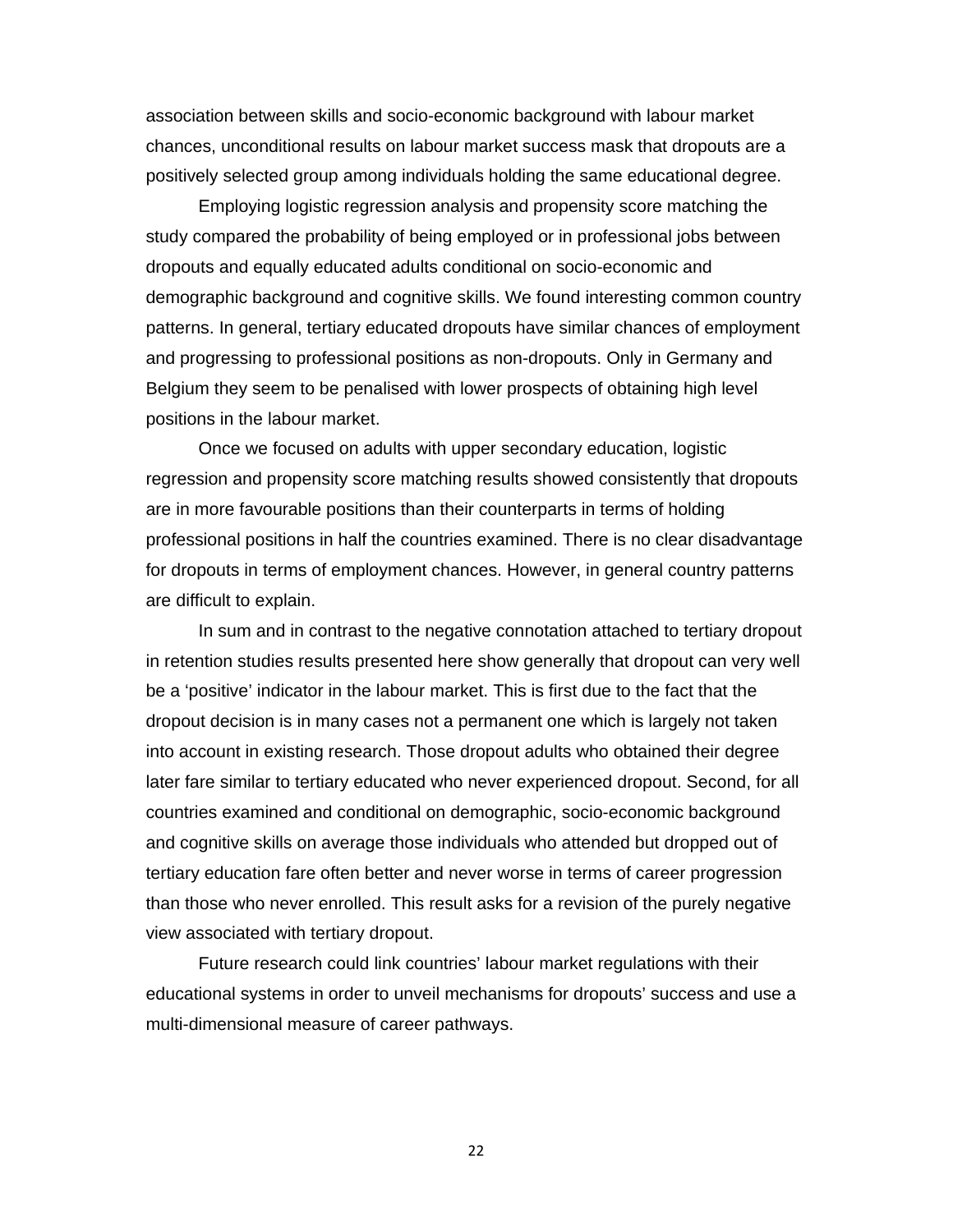association between skills and socio-economic background with labour market chances, unconditional results on labour market success mask that dropouts are a positively selected group among individuals holding the same educational degree.

Employing logistic regression analysis and propensity score matching the study compared the probability of being employed or in professional jobs between dropouts and equally educated adults conditional on socio-economic and demographic background and cognitive skills. We found interesting common country patterns. In general, tertiary educated dropouts have similar chances of employment and progressing to professional positions as non-dropouts. Only in Germany and Belgium they seem to be penalised with lower prospects of obtaining high level positions in the labour market.

Once we focused on adults with upper secondary education, logistic regression and propensity score matching results showed consistently that dropouts are in more favourable positions than their counterparts in terms of holding professional positions in half the countries examined. There is no clear disadvantage for dropouts in terms of employment chances. However, in general country patterns are difficult to explain.

In sum and in contrast to the negative connotation attached to tertiary dropout in retention studies results presented here show generally that dropout can very well be a 'positive' indicator in the labour market. This is first due to the fact that the dropout decision is in many cases not a permanent one which is largely not taken into account in existing research. Those dropout adults who obtained their degree later fare similar to tertiary educated who never experienced dropout. Second, for all countries examined and conditional on demographic, socio-economic background and cognitive skills on average those individuals who attended but dropped out of tertiary education fare often better and never worse in terms of career progression than those who never enrolled. This result asks for a revision of the purely negative view associated with tertiary dropout.

Future research could link countries' labour market regulations with their educational systems in order to unveil mechanisms for dropouts' success and use a multi-dimensional measure of career pathways.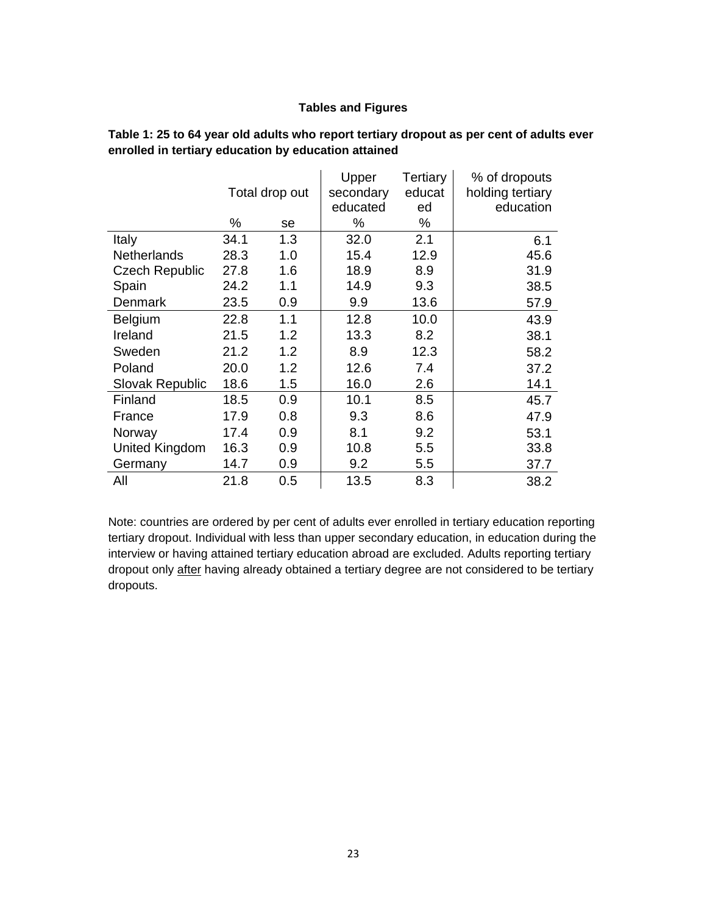## Tables and Figures

**Table 1: 25 to 64 year old adults who report tertiary dropout as per cent of adults ever enrolled in tertiary education by education attained**

| | Total drop out | | Upper secondary educated | Tertiary educated | % of dropouts holding tertiary education |
|---|---|---|---|---|---|
| | % | se | % | % | |
| Italy | 34.1 | 1.3 | 32.0 | 2.1 | 6.1 |
| Netherlands | 28.3 | 1.0 | 15.4 | 12.9 | 45.6 |
| Czech Republic | 27.8 | 1.6 | 18.9 | 8.9 | 31.9 |
| Spain | 24.2 | 1.1 | 14.9 | 9.3 | 38.5 |
| Denmark | 23.5 | 0.9 | 9.9 | 13.6 | 57.9 |
| Belgium | 22.8 | 1.1 | 12.8 | 10.0 | 43.9 |
| Ireland | 21.5 | 1.2 | 13.3 | 8.2 | 38.1 |
| Sweden | 21.2 | 1.2 | 8.9 | 12.3 | 58.2 |
| Poland | 20.0 | 1.2 | 12.6 | 7.4 | 37.2 |
| Slovak Republic | 18.6 | 1.5 | 16.0 | 2.6 | 14.1 |
| Finland | 18.5 | 0.9 | 10.1 | 8.5 | 45.7 |
| France | 17.9 | 0.8 | 9.3 | 8.6 | 47.9 |
| Norway | 17.4 | 0.9 | 8.1 | 9.2 | 53.1 |
| United Kingdom | 16.3 | 0.9 | 10.8 | 5.5 | 33.8 |
| Germany | 14.7 | 0.9 | 9.2 | 5.5 | 37.7 |
| All | 21.8 | 0.5 | 13.5 | 8.3 | 38.2 |

Note: countries are ordered by per cent of adults ever enrolled in tertiary education reporting tertiary dropout. Individual with less than upper secondary education, in education during the interview or having attained tertiary education abroad are excluded. Adults reporting tertiary dropout only after having already obtained a tertiary degree are not considered to be tertiary dropouts.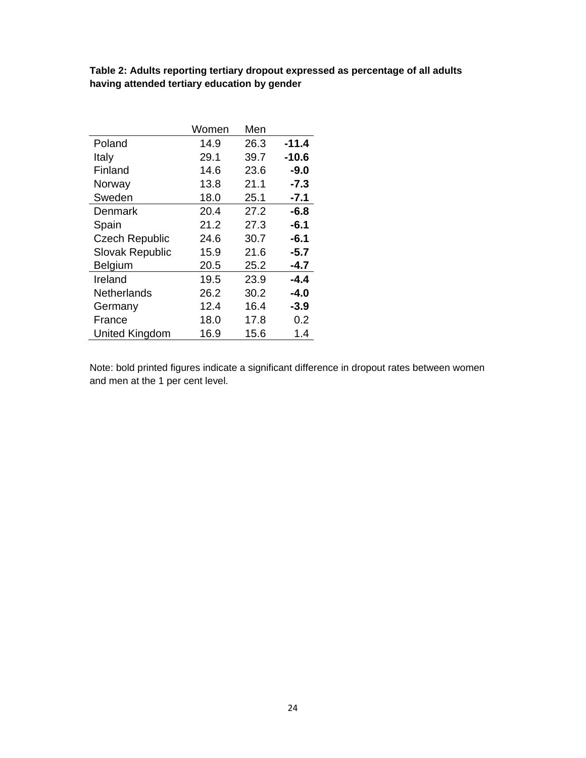**Table 2: Adults reporting tertiary dropout expressed as percentage of all adults having attended tertiary education by gender**

| | Women | Men | |
|---|---|---|---|
| Poland | 14.9 | 26.3 | **-11.4** |
| Italy | 29.1 | 39.7 | **-10.6** |
| Finland | 14.6 | 23.6 | **-9.0** |
| Norway | 13.8 | 21.1 | **-7.3** |
| Sweden | 18.0 | 25.1 | **-7.1** |
| Denmark | 20.4 | 27.2 | **-6.8** |
| Spain | 21.2 | 27.3 | **-6.1** |
| Czech Republic | 24.6 | 30.7 | **-6.1** |
| Slovak Republic | 15.9 | 21.6 | **-5.7** |
| Belgium | 20.5 | 25.2 | **-4.7** |
| Ireland | 19.5 | 23.9 | **-4.4** |
| Netherlands | 26.2 | 30.2 | **-4.0** |
| Germany | 12.4 | 16.4 | **-3.9** |
| France | 18.0 | 17.8 | 0.2 |
| United Kingdom | 16.9 | 15.6 | 1.4 |

Note: bold printed figures indicate a significant difference in dropout rates between women and men at the 1 per cent level.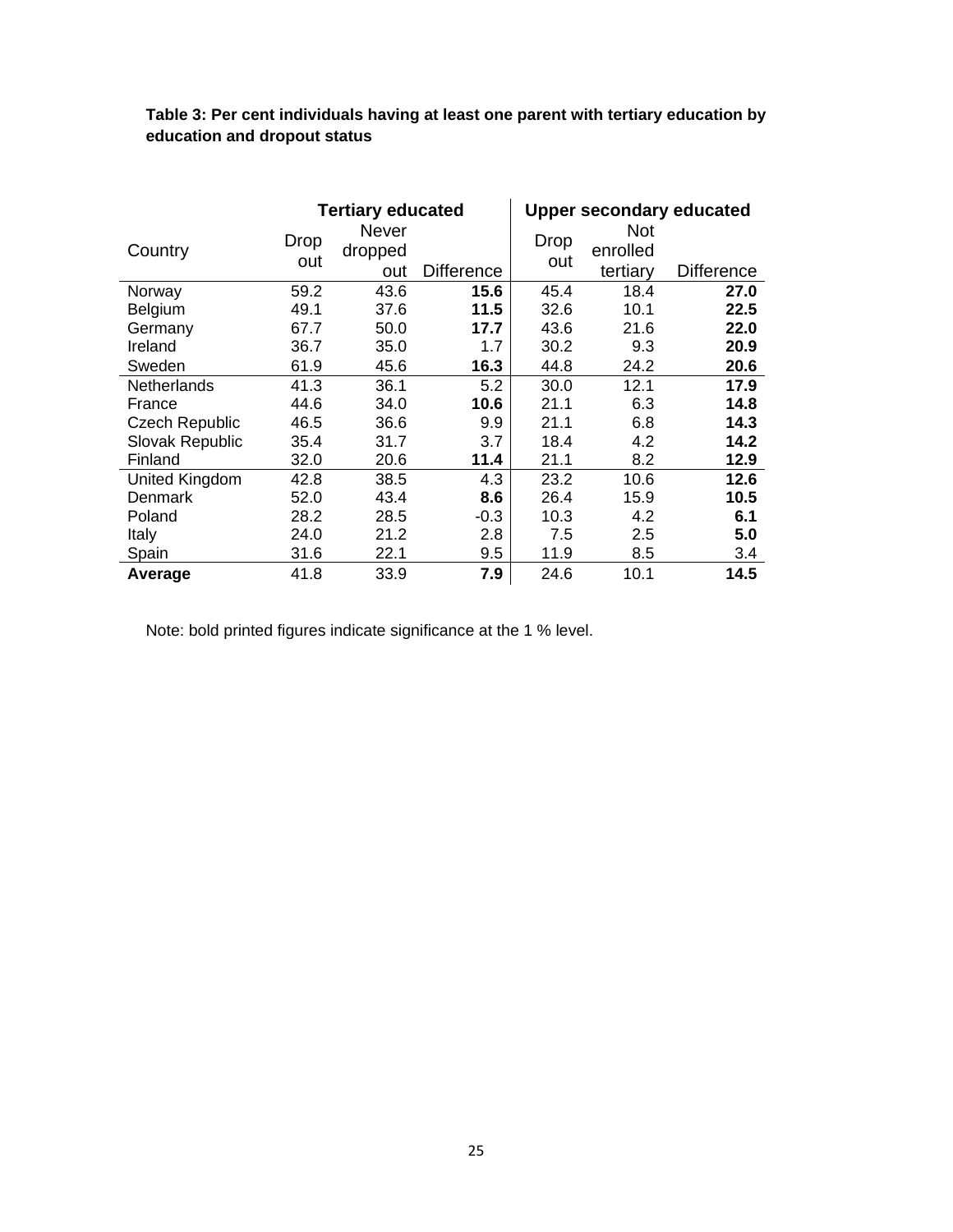**Table 3: Per cent individuals having at least one parent with tertiary education by education and dropout status**

| Country | Tertiary educated | | | Upper secondary educated | | |
|---|---|---|---|---|---|---|
| | Drop out | Never dropped out | Difference | Drop out | Not enrolled tertiary | Difference |
| Norway | 59.2 | 43.6 | **15.6** | 45.4 | 18.4 | **27.0** |
| Belgium | 49.1 | 37.6 | **11.5** | 32.6 | 10.1 | **22.5** |
| Germany | 67.7 | 50.0 | **17.7** | 43.6 | 21.6 | **22.0** |
| Ireland | 36.7 | 35.0 | 1.7 | 30.2 | 9.3 | **20.9** |
| Sweden | 61.9 | 45.6 | **16.3** | 44.8 | 24.2 | **20.6** |
| Netherlands | 41.3 | 36.1 | 5.2 | 30.0 | 12.1 | **17.9** |
| France | 44.6 | 34.0 | **10.6** | 21.1 | 6.3 | **14.8** |
| Czech Republic | 46.5 | 36.6 | 9.9 | 21.1 | 6.8 | **14.3** |
| Slovak Republic | 35.4 | 31.7 | 3.7 | 18.4 | 4.2 | **14.2** |
| Finland | 32.0 | 20.6 | **11.4** | 21.1 | 8.2 | **12.9** |
| United Kingdom | 42.8 | 38.5 | 4.3 | 23.2 | 10.6 | **12.6** |
| Denmark | 52.0 | 43.4 | **8.6** | 26.4 | 15.9 | **10.5** |
| Poland | 28.2 | 28.5 | -0.3 | 10.3 | 4.2 | **6.1** |
| Italy | 24.0 | 21.2 | 2.8 | 7.5 | 2.5 | **5.0** |
| Spain | 31.6 | 22.1 | 9.5 | 11.9 | 8.5 | 3.4 |
| **Average** | 41.8 | 33.9 | **7.9** | 24.6 | 10.1 | **14.5** |

Note: bold printed figures indicate significance at the 1 % level.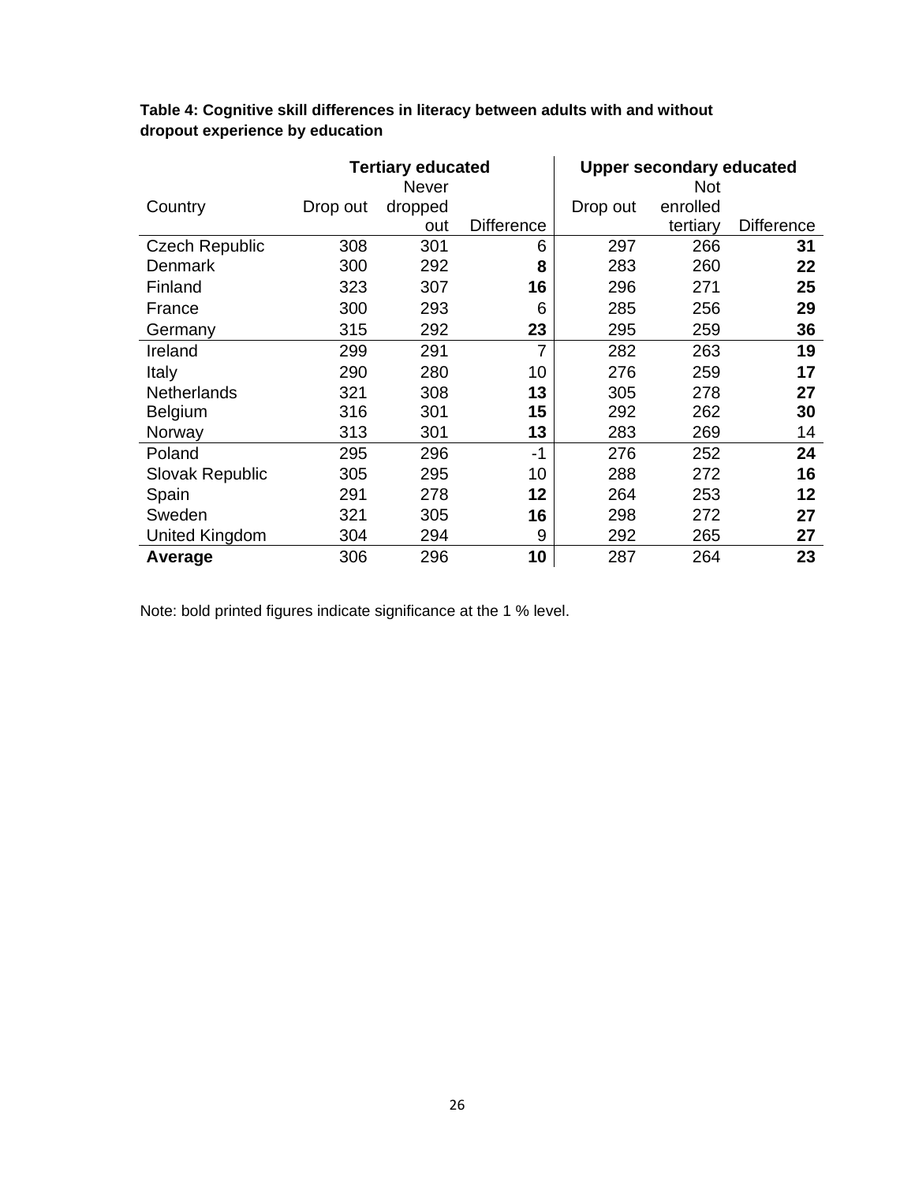**Table 4: Cognitive skill differences in literacy between adults with and without dropout experience by education**

| Country | Tertiary educated | | | Upper secondary educated | | |
|---|---|---|---|---|---|---|
| | Drop out | Never dropped out | Difference | Drop out | Not enrolled tertiary | Difference |
| Czech Republic | 308 | 301 | 6 | 297 | 266 | **31** |
| Denmark | 300 | 292 | **8** | 283 | 260 | **22** |
| Finland | 323 | 307 | **16** | 296 | 271 | **25** |
| France | 300 | 293 | 6 | 285 | 256 | **29** |
| Germany | 315 | 292 | **23** | 295 | 259 | **36** |
| Ireland | 299 | 291 | 7 | 282 | 263 | **19** |
| Italy | 290 | 280 | 10 | 276 | 259 | **17** |
| Netherlands | 321 | 308 | **13** | 305 | 278 | **27** |
| Belgium | 316 | 301 | **15** | 292 | 262 | **30** |
| Norway | 313 | 301 | **13** | 283 | 269 | 14 |
| Poland | 295 | 296 | -1 | 276 | 252 | **24** |
| Slovak Republic | 305 | 295 | 10 | 288 | 272 | **16** |
| Spain | 291 | 278 | **12** | 264 | 253 | **12** |
| Sweden | 321 | 305 | **16** | 298 | 272 | **27** |
| United Kingdom | 304 | 294 | 9 | 292 | 265 | **27** |
| **Average** | 306 | 296 | **10** | 287 | 264 | **23** |

Note: bold printed figures indicate significance at the 1 % level.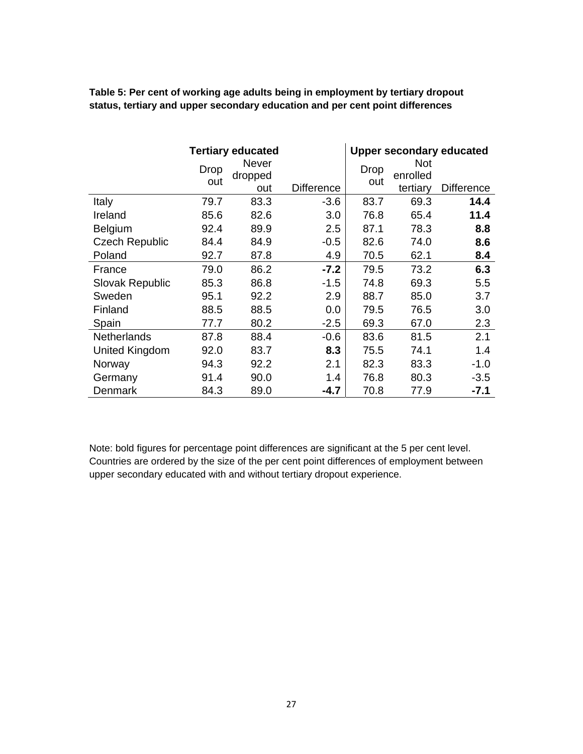**Table 5: Per cent of working age adults being in employment by tertiary dropout status, tertiary and upper secondary education and per cent point differences**

| | Tertiary educated | | | Upper secondary educated | | |
|---|---|---|---|---|---|---|
| | Drop out | Never dropped out | Difference | Drop out | Not enrolled tertiary | Difference |
| Italy | 79.7 | 83.3 | -3.6 | 83.7 | 69.3 | **14.4** |
| Ireland | 85.6 | 82.6 | 3.0 | 76.8 | 65.4 | **11.4** |
| Belgium | 92.4 | 89.9 | 2.5 | 87.1 | 78.3 | **8.8** |
| Czech Republic | 84.4 | 84.9 | -0.5 | 82.6 | 74.0 | **8.6** |
| Poland | 92.7 | 87.8 | 4.9 | 70.5 | 62.1 | **8.4** |
| France | 79.0 | 86.2 | **-7.2** | 79.5 | 73.2 | **6.3** |
| Slovak Republic | 85.3 | 86.8 | -1.5 | 74.8 | 69.3 | 5.5 |
| Sweden | 95.1 | 92.2 | 2.9 | 88.7 | 85.0 | 3.7 |
| Finland | 88.5 | 88.5 | 0.0 | 79.5 | 76.5 | 3.0 |
| Spain | 77.7 | 80.2 | -2.5 | 69.3 | 67.0 | 2.3 |
| Netherlands | 87.8 | 88.4 | -0.6 | 83.6 | 81.5 | 2.1 |
| United Kingdom | 92.0 | 83.7 | **8.3** | 75.5 | 74.1 | 1.4 |
| Norway | 94.3 | 92.2 | 2.1 | 82.3 | 83.3 | -1.0 |
| Germany | 91.4 | 90.0 | 1.4 | 76.8 | 80.3 | -3.5 |
| Denmark | 84.3 | 89.0 | **-4.7** | 70.8 | 77.9 | **-7.1** |

Note: bold figures for percentage point differences are significant at the 5 per cent level. Countries are ordered by the size of the per cent point differences of employment between upper secondary educated with and without tertiary dropout experience.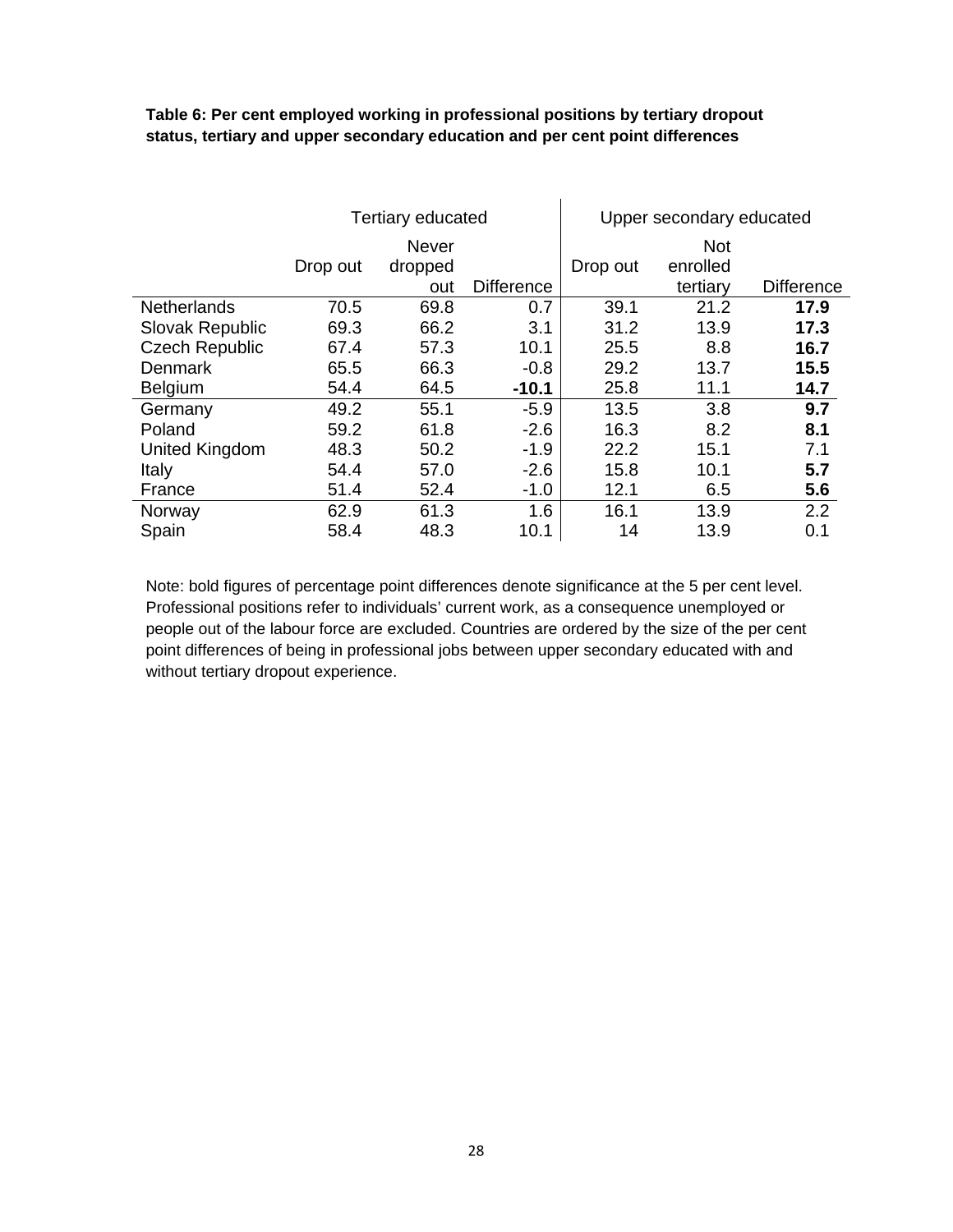**Table 6: Per cent employed working in professional positions by tertiary dropout status, tertiary and upper secondary education and per cent point differences**

| | Tertiary educated | | | Upper secondary educated | | |
|---|---|---|---|---|---|---|
| | Drop out | Never dropped out | Difference | Drop out | Not enrolled tertiary | Difference |
| Netherlands | 70.5 | 69.8 | 0.7 | 39.1 | 21.2 | **17.9** |
| Slovak Republic | 69.3 | 66.2 | 3.1 | 31.2 | 13.9 | **17.3** |
| Czech Republic | 67.4 | 57.3 | 10.1 | 25.5 | 8.8 | **16.7** |
| Denmark | 65.5 | 66.3 | -0.8 | 29.2 | 13.7 | **15.5** |
| Belgium | 54.4 | 64.5 | **-10.1** | 25.8 | 11.1 | **14.7** |
| Germany | 49.2 | 55.1 | -5.9 | 13.5 | 3.8 | **9.7** |
| Poland | 59.2 | 61.8 | -2.6 | 16.3 | 8.2 | **8.1** |
| United Kingdom | 48.3 | 50.2 | -1.9 | 22.2 | 15.1 | 7.1 |
| Italy | 54.4 | 57.0 | -2.6 | 15.8 | 10.1 | **5.7** |
| France | 51.4 | 52.4 | -1.0 | 12.1 | 6.5 | **5.6** |
| Norway | 62.9 | 61.3 | 1.6 | 16.1 | 13.9 | 2.2 |
| Spain | 58.4 | 48.3 | 10.1 | 14 | 13.9 | 0.1 |

Note: bold figures of percentage point differences denote significance at the 5 per cent level. Professional positions refer to individuals' current work, as a consequence unemployed or people out of the labour force are excluded. Countries are ordered by the size of the per cent point differences of being in professional jobs between upper secondary educated with and without tertiary dropout experience.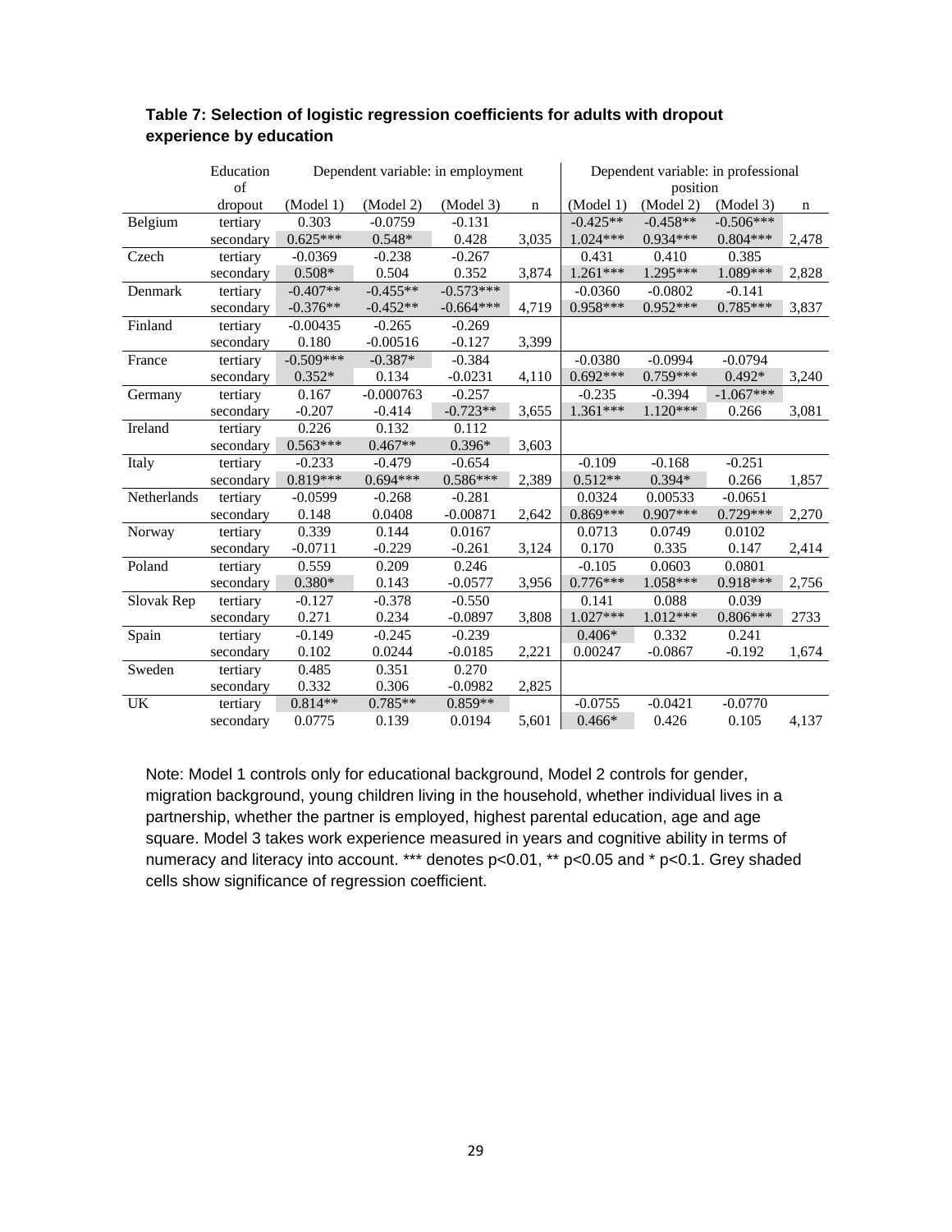**Table 7: Selection of logistic regression coefficients for adults with dropout experience by education**

| | Education of dropout | Dependent variable: in employment | | | | Dependent variable: in professional position | | | |
|---|---|---|---|---|---|---|---|---|---|
| | | (Model 1) | (Model 2) | (Model 3) | n | (Model 1) | (Model 2) | (Model 3) | n |
| Belgium | tertiary | 0.303 | -0.0759 | -0.131 | | -0.425** | -0.458** | -0.506*** | |
| | secondary | 0.625*** | 0.548* | 0.428 | 3,035 | 1.024*** | 0.934*** | 0.804*** | 2,478 |
| Czech | tertiary | -0.0369 | -0.238 | -0.267 | | 0.431 | 0.410 | 0.385 | |
| | secondary | 0.508* | 0.504 | 0.352 | 3,874 | 1.261*** | 1.295*** | 1.089*** | 2,828 |
| Denmark | tertiary | -0.407** | -0.455** | -0.573*** | | -0.0360 | -0.0802 | -0.141 | |
| | secondary | -0.376** | -0.452** | -0.664*** | 4,719 | 0.958*** | 0.952*** | 0.785*** | 3,837 |
| Finland | tertiary | -0.00435 | -0.265 | -0.269 | | | | | |
| | secondary | 0.180 | -0.00516 | -0.127 | 3,399 | | | | |
| France | tertiary | -0.509*** | -0.387* | -0.384 | | -0.0380 | -0.0994 | -0.0794 | |
| | secondary | 0.352* | 0.134 | -0.0231 | 4,110 | 0.692*** | 0.759*** | 0.492* | 3,240 |
| Germany | tertiary | 0.167 | -0.000763 | -0.257 | | -0.235 | -0.394 | -1.067*** | |
| | secondary | -0.207 | -0.414 | -0.723** | 3,655 | 1.361*** | 1.120*** | 0.266 | 3,081 |
| Ireland | tertiary | 0.226 | 0.132 | 0.112 | | | | | |
| | secondary | 0.563*** | 0.467** | 0.396* | 3,603 | | | | |
| Italy | tertiary | -0.233 | -0.479 | -0.654 | | -0.109 | -0.168 | -0.251 | |
| | secondary | 0.819*** | 0.694*** | 0.586*** | 2,389 | 0.512** | 0.394* | 0.266 | 1,857 |
| Netherlands | tertiary | -0.0599 | -0.268 | -0.281 | | 0.0324 | 0.00533 | -0.0651 | |
| | secondary | 0.148 | 0.0408 | -0.00871 | 2,642 | 0.869*** | 0.907*** | 0.729*** | 2,270 |
| Norway | tertiary | 0.339 | 0.144 | 0.0167 | | 0.0713 | 0.0749 | 0.0102 | |
| | secondary | -0.0711 | -0.229 | -0.261 | 3,124 | 0.170 | 0.335 | 0.147 | 2,414 |
| Poland | tertiary | 0.559 | 0.209 | 0.246 | | -0.105 | 0.0603 | 0.0801 | |
| | secondary | 0.380* | 0.143 | -0.0577 | 3,956 | 0.776*** | 1.058*** | 0.918*** | 2,756 |
| Slovak Rep | tertiary | -0.127 | -0.378 | -0.550 | | 0.141 | 0.088 | 0.039 | |
| | secondary | 0.271 | 0.234 | -0.0897 | 3,808 | 1.027*** | 1.012*** | 0.806*** | 2733 |
| Spain | tertiary | -0.149 | -0.245 | -0.239 | | 0.406* | 0.332 | 0.241 | |
| | secondary | 0.102 | 0.0244 | -0.0185 | 2,221 | 0.00247 | -0.0867 | -0.192 | 1,674 |
| Sweden | tertiary | 0.485 | 0.351 | 0.270 | | | | | |
| | secondary | 0.332 | 0.306 | -0.0982 | 2,825 | | | | |
| UK | tertiary | 0.814** | 0.785** | 0.859** | | -0.0755 | -0.0421 | -0.0770 | |
| | secondary | 0.0775 | 0.139 | 0.0194 | 5,601 | 0.466* | 0.426 | 0.105 | 4,137 |

Note: Model 1 controls only for educational background, Model 2 controls for gender, migration background, young children living in the household, whether individual lives in a partnership, whether the partner is employed, highest parental education, age and age square. Model 3 takes work experience measured in years and cognitive ability in terms of numeracy and literacy into account. *** denotes $p<0.01$, ** $p<0.05$ and * $p<0.1$. Grey shaded cells show significance of regression coefficient.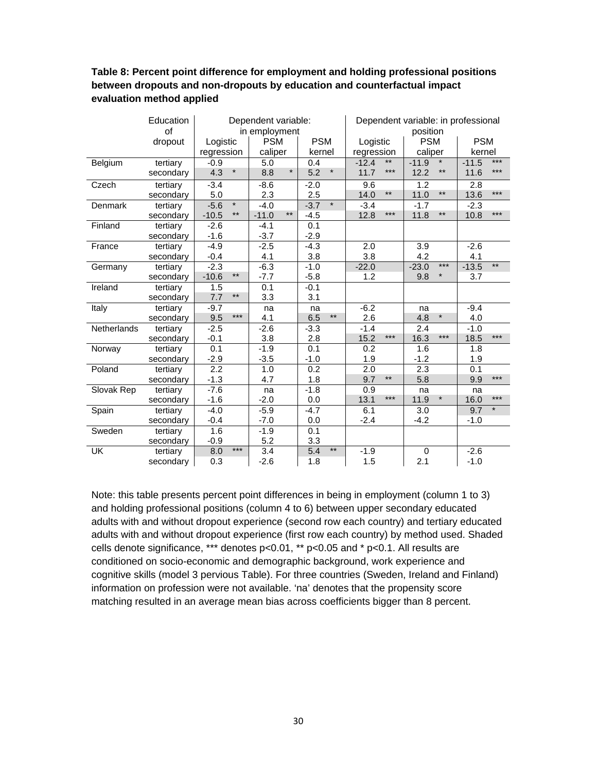**Table 8: Percent point difference for employment and holding professional positions between dropouts and non-dropouts by education and counterfactual impact evaluation method applied**

| | Education of dropout | Dependent variable: in employment | | | Dependent variable: in professional position | | |
|---|---|---|---|---|---|---|---|
| | | Logistic regression | PSM caliper | PSM kernel | Logistic regression | PSM caliper | PSM kernel |
| Belgium | tertiary | -0.9 | 5.0 | 0.4 | -12.4 ** | -11.9 * | -11.5 *** |
| | secondary | 4.3 * | 8.8 * | 5.2 * | 11.7 *** | 12.2 ** | 11.6 *** |
| Czech | tertiary | -3.4 | -8.6 | -2.0 | 9.6 | 1.2 | 2.8 |
| | secondary | 5.0 | 2.3 | 2.5 | 14.0 ** | 11.0 ** | 13.6 *** |
| Denmark | tertiary | -5.6 * | -4.0 | -3.7 * | -3.4 | -1.7 | -2.3 |
| | secondary | -10.5 ** | -11.0 ** | -4.5 | 12.8 *** | 11.8 ** | 10.8 *** |
| Finland | tertiary | -2.6 | -4.1 | 0.1 | | | |
| | secondary | -1.6 | -3.7 | -2.9 | | | |
| France | tertiary | -4.9 | -2.5 | -4.3 | 2.0 | 3.9 | -2.6 |
| | secondary | -0.4 | 4.1 | 3.8 | 3.8 | 4.2 | 4.1 |
| Germany | tertiary | -2.3 | -6.3 | -1.0 | -22.0 | -23.0 *** | -13.5 ** |
| | secondary | -10.6 ** | -7.7 | -5.8 | 1.2 | 9.8 * | 3.7 |
| Ireland | tertiary | 1.5 | 0.1 | -0.1 | | | |
| | secondary | 7.7 ** | 3.3 | 3.1 | | | |
| Italy | tertiary | -9.7 | na | na | -6.2 | na | -9.4 |
| | secondary | 9.5 *** | 4.1 | 6.5 ** | 2.6 | 4.8 * | 4.0 |
| Netherlands | tertiary | -2.5 | -2.6 | -3.3 | -1.4 | 2.4 | -1.0 |
| | secondary | -0.1 | 3.8 | 2.8 | 15.2 *** | 16.3 *** | 18.5 *** |
| Norway | tertiary | 0.1 | -1.9 | 0.1 | 0.2 | 1.6 | 1.8 |
| | secondary | -2.9 | -3.5 | -1.0 | 1.9 | -1.2 | 1.9 |
| Poland | tertiary | 2.2 | 1.0 | 0.2 | 2.0 | 2.3 | 0.1 |
| | secondary | -1.3 | 4.7 | 1.8 | 9.7 ** | 5.8 | 9.9 *** |
| Slovak Rep | tertiary | -7.6 | na | -1.8 | 0.9 | na | na |
| | secondary | -1.6 | -2.0 | 0.0 | 13.1 *** | 11.9 * | 16.0 *** |
| Spain | tertiary | -4.0 | -5.9 | -4.7 | 6.1 | 3.0 | 9.7 * |
| | secondary | -0.4 | -7.0 | 0.0 | -2.4 | -4.2 | -1.0 |
| Sweden | tertiary | 1.6 | -1.9 | 0.1 | | | |
| | secondary | -0.9 | 5.2 | 3.3 | | | |
| UK | tertiary | 8.0 *** | 3.4 | 5.4 ** | -1.9 | 0 | -2.6 |
| | secondary | 0.3 | -2.6 | 1.8 | 1.5 | 2.1 | -1.0 |

Note: this table presents percent point differences in being in employment (column 1 to 3) and holding professional positions (column 4 to 6) between upper secondary educated adults with and without dropout experience (second row each country) and tertiary educated adults with and without dropout experience (first row each country) by method used. Shaded cells denote significance, *** denotes p<0.01, ** p<0.05 and * p<0.1. All results are conditioned on socio-economic and demographic background, work experience and cognitive skills (model 3 pervious Table). For three countries (Sweden, Ireland and Finland) information on profession were not available. 'na' denotes that the propensity score matching resulted in an average mean bias across coefficients bigger than 8 percent.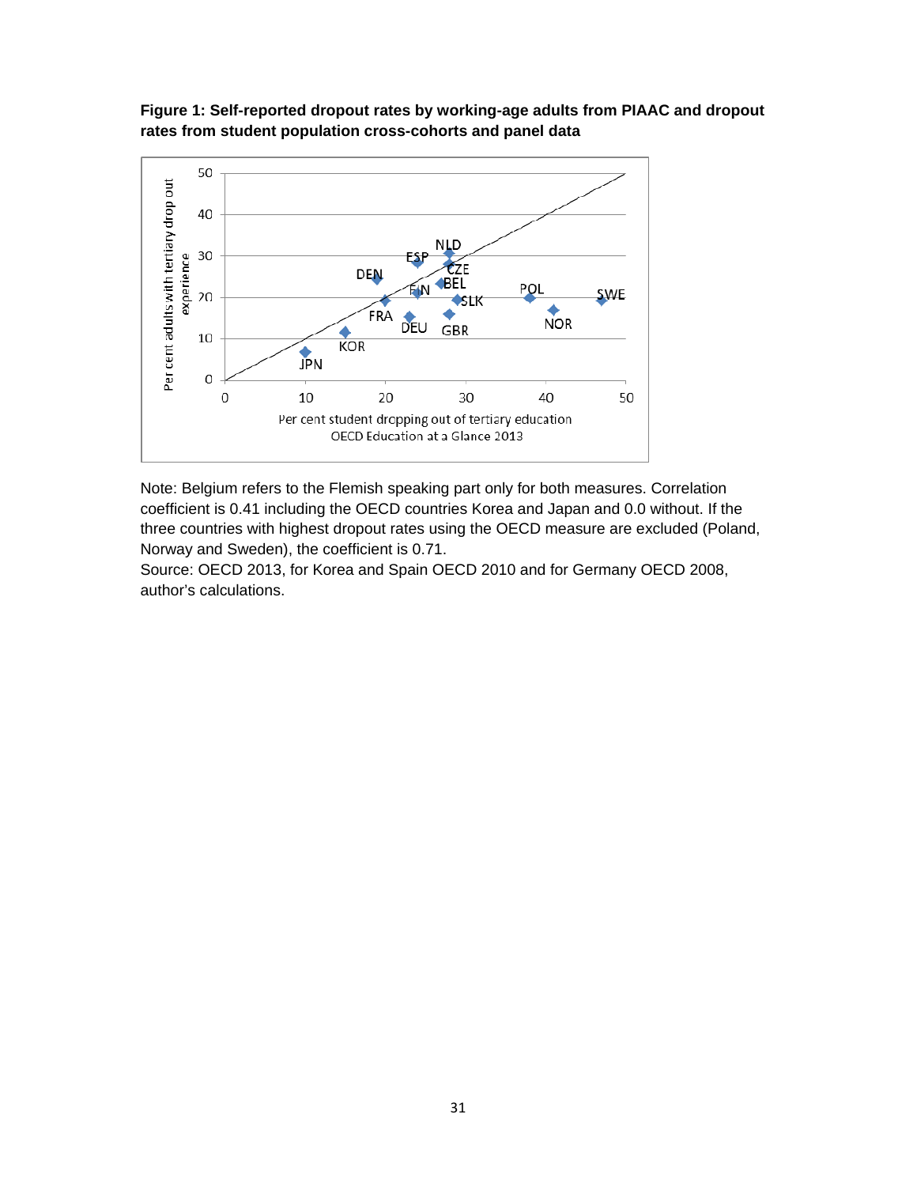**Figure 1: Self-reported dropout rates by working-age adults from PIAAC and dropout rates from student population cross-cohorts and panel data**

Note: Belgium refers to the Flemish speaking part only for both measures. Correlation coefficient is 0.41 including the OECD countries Korea and Japan and 0.0 without. If the three countries with highest dropout rates using the OECD measure are excluded (Poland, Norway and Sweden), the coefficient is 0.71.

Source: OECD 2013, for Korea and Spain OECD 2010 and for Germany OECD 2008, author's calculations.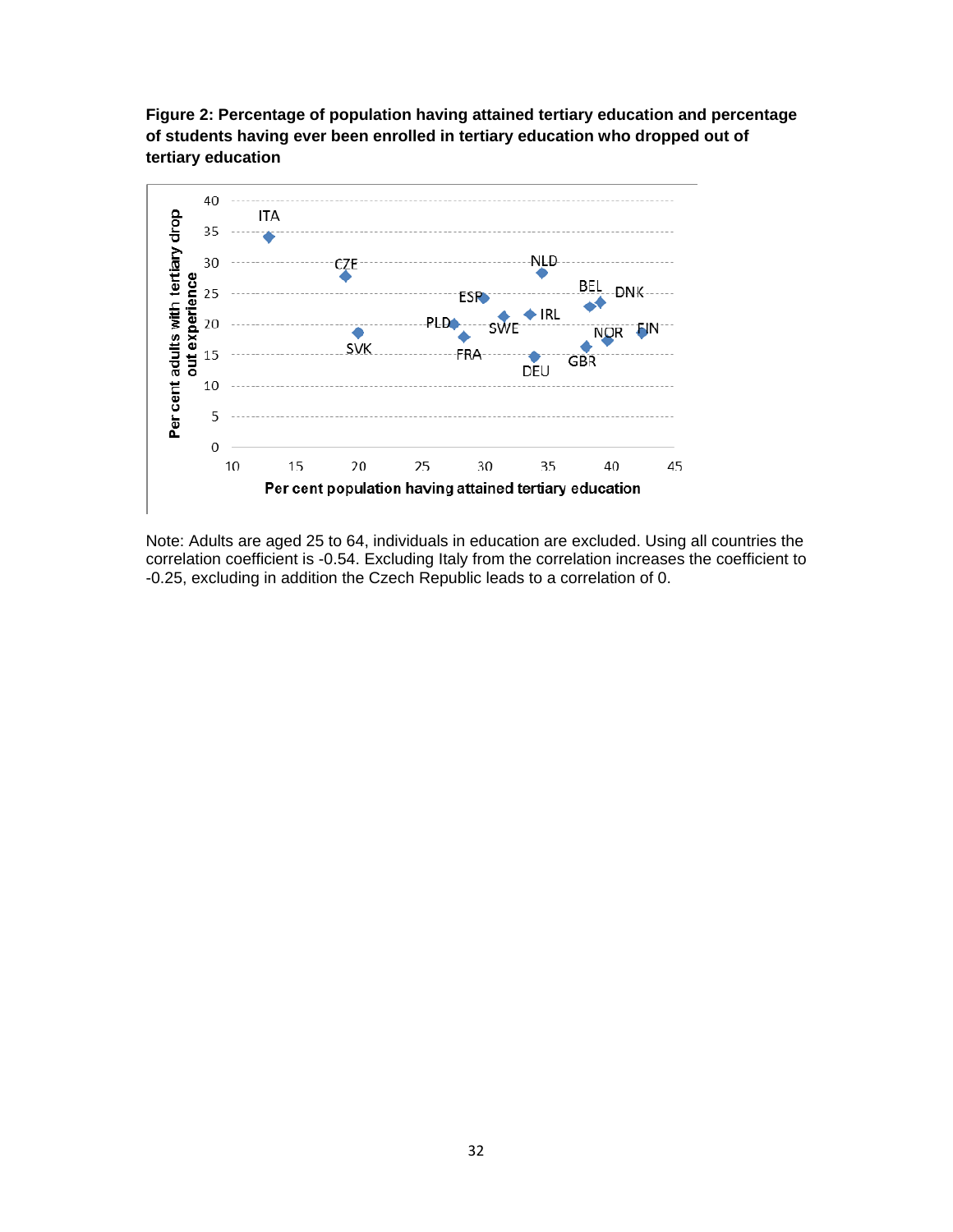**Figure 2: Percentage of population having attained tertiary education and percentage of students having ever been enrolled in tertiary education who dropped out of tertiary education**

Note: Adults are aged 25 to 64, individuals in education are excluded. Using all countries the correlation coefficient is -0.54. Excluding Italy from the correlation increases the coefficient to -0.25, excluding in addition the Czech Republic leads to a correlation of 0.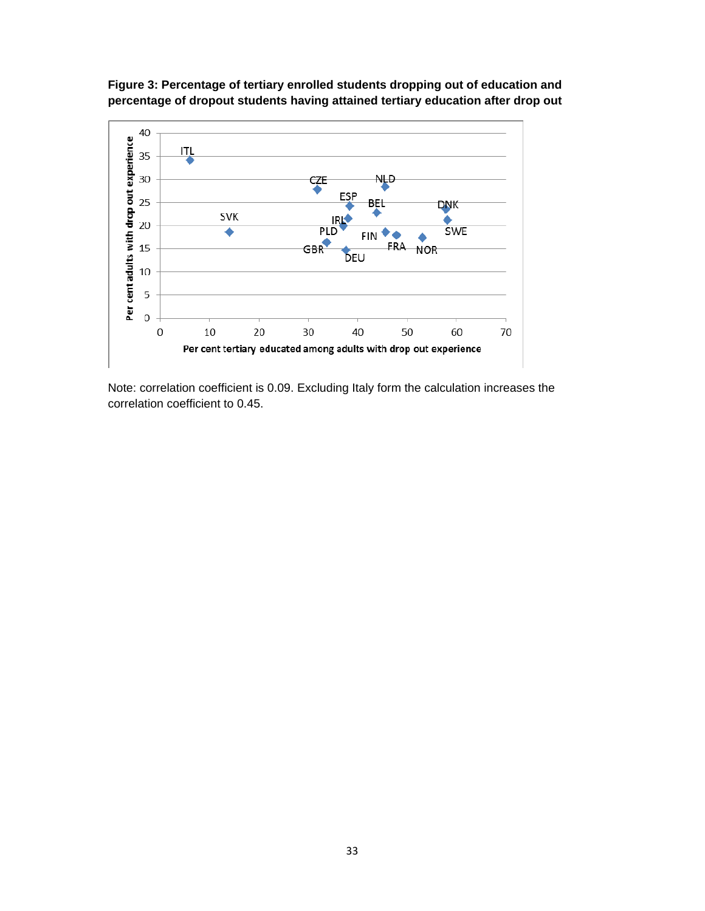**Figure 3: Percentage of tertiary enrolled students dropping out of education and percentage of dropout students having attained tertiary education after drop out**

Note: correlation coefficient is 0.09. Excluding Italy form the calculation increases the correlation coefficient to 0.45.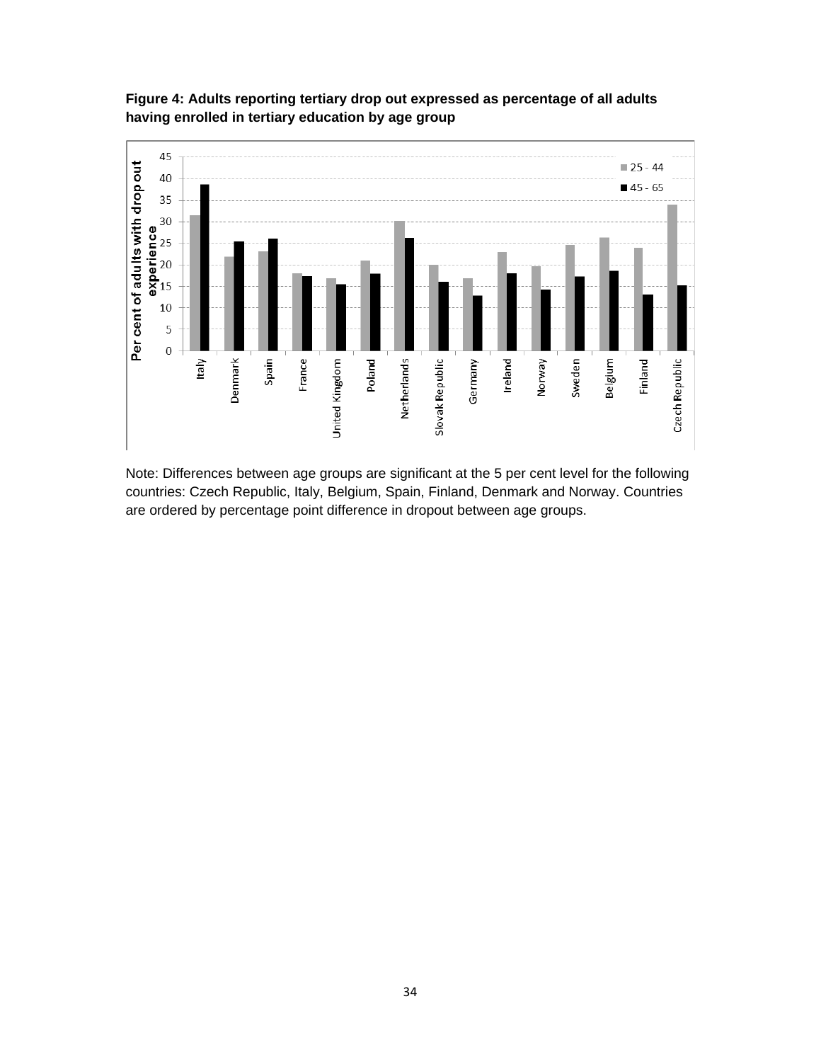**Figure 4: Adults reporting tertiary drop out expressed as percentage of all adults having enrolled in tertiary education by age group**

Note: Differences between age groups are significant at the 5 per cent level for the following countries: Czech Republic, Italy, Belgium, Spain, Finland, Denmark and Norway. Countries are ordered by percentage point difference in dropout between age groups.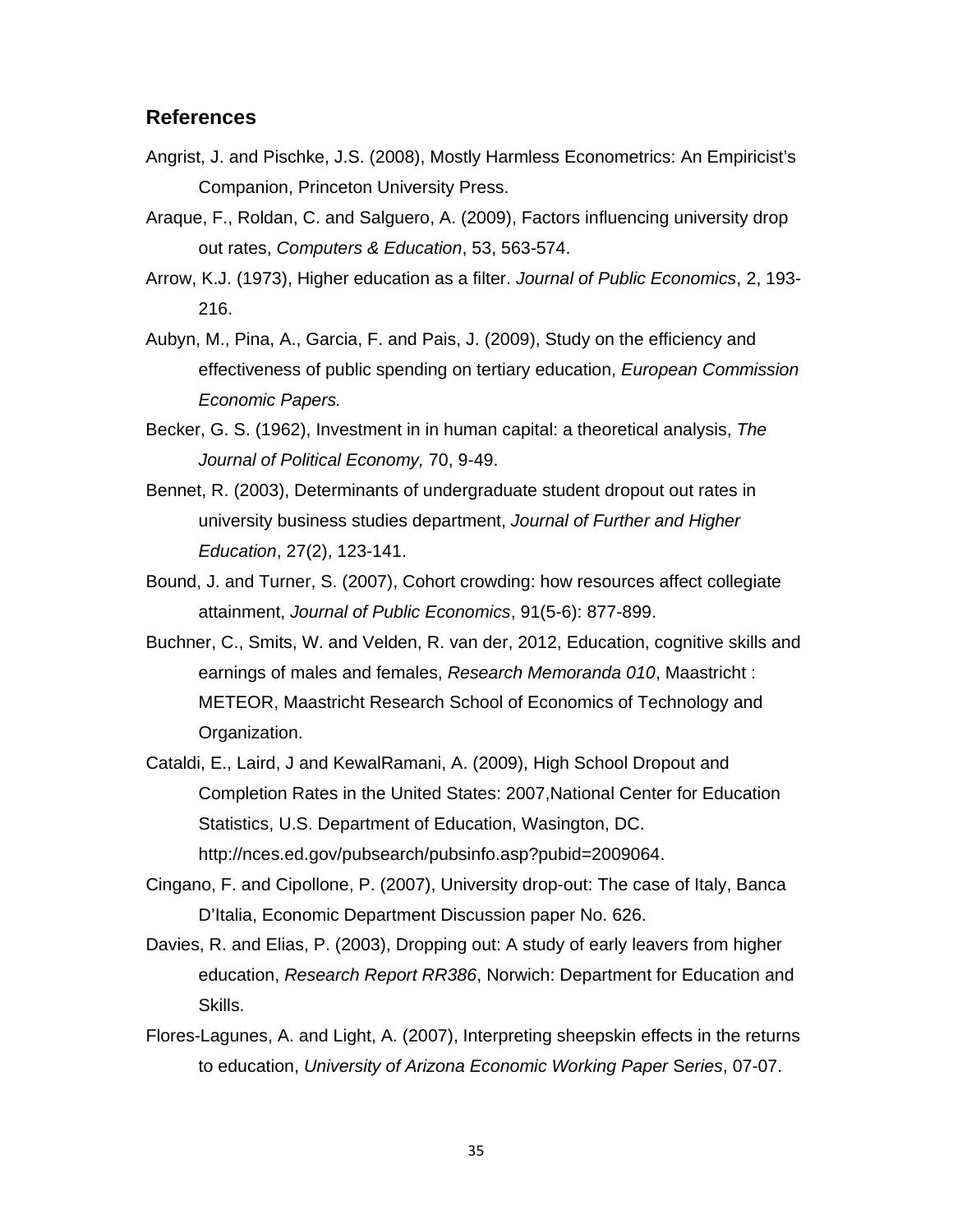## References

Angrist, J. and Pischke, J.S. (2008), Mostly Harmless Econometrics: An Empiricist's Companion, Princeton University Press.

Araque, F., Roldan, C. and Salguero, A. (2009), Factors influencing university drop out rates, *Computers & Education*, 53, 563-574.

Arrow, K.J. (1973), Higher education as a filter. *Journal of Public Economics*, 2, 193-216.

Aubyn, M., Pina, A., Garcia, F. and Pais, J. (2009), Study on the efficiency and effectiveness of public spending on tertiary education, *European Commission Economic Papers.*

Becker, G. S. (1962), Investment in in human capital: a theoretical analysis, *The Journal of Political Economy,* 70, 9-49.

Bennet, R. (2003), Determinants of undergraduate student dropout out rates in university business studies department, *Journal of Further and Higher Education*, 27(2), 123-141.

Bound, J. and Turner, S. (2007), Cohort crowding: how resources affect collegiate attainment, *Journal of Public Economics*, 91(5-6): 877-899.

Buchner, C., Smits, W. and Velden, R. van der, 2012, Education, cognitive skills and earnings of males and females, *Research Memoranda 010*, Maastricht : METEOR, Maastricht Research School of Economics of Technology and Organization.

Cataldi, E., Laird, J and KewalRamani, A. (2009), High School Dropout and Completion Rates in the United States: 2007,National Center for Education Statistics, U.S. Department of Education, Wasington, DC. http://nces.ed.gov/pubsearch/pubsinfo.asp?pubid=2009064.

Cingano, F. and Cipollone, P. (2007), University drop-out: The case of Italy, Banca D'Italia, Economic Department Discussion paper No. 626.

Davies, R. and Elias, P. (2003), Dropping out: A study of early leavers from higher education, *Research Report RR386*, Norwich: Department for Education and Skills.

Flores-Lagunes, A. and Light, A. (2007), Interpreting sheepskin effects in the returns to education, *University of Arizona Economic Working Paper Series*, 07-07.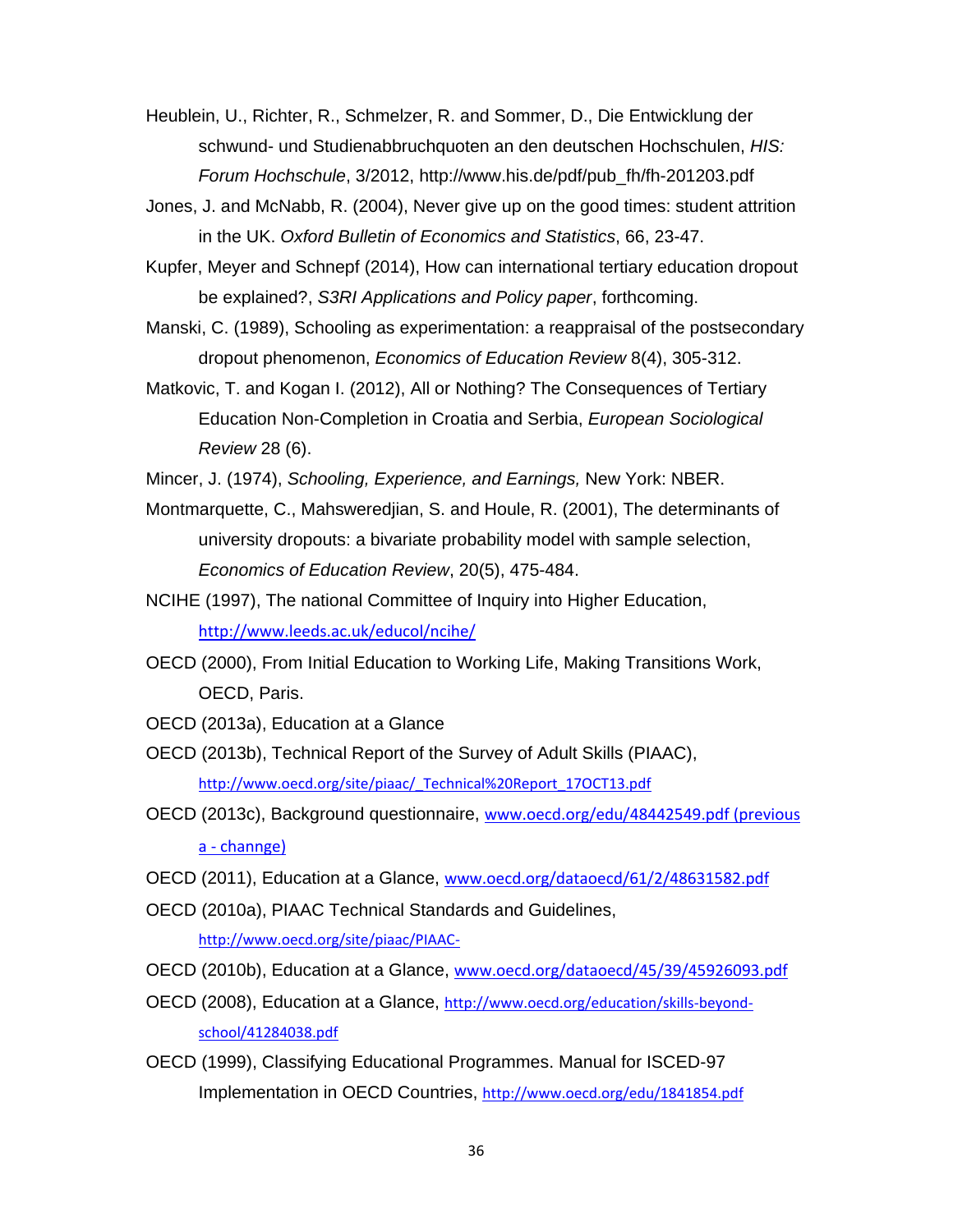Heublein, U., Richter, R., Schmelzer, R. and Sommer, D., Die Entwicklung der schwund- und Studienabbruchquoten an den deutschen Hochschulen, *HIS: Forum Hochschule*, 3/2012, http://www.his.de/pdf/pub_fh/fh-201203.pdf

Jones, J. and McNabb, R. (2004), Never give up on the good times: student attrition in the UK. *Oxford Bulletin of Economics and Statistics*, 66, 23-47.

Kupfer, Meyer and Schnepf (2014), How can international tertiary education dropout be explained?, *S3RI Applications and Policy paper*, forthcoming.

Manski, C. (1989), Schooling as experimentation: a reappraisal of the postsecondary dropout phenomenon, *Economics of Education Review* 8(4), 305-312.

Matkovic, T. and Kogan I. (2012), All or Nothing? The Consequences of Tertiary Education Non-Completion in Croatia and Serbia, *European Sociological Review* 28 (6).

Mincer, J. (1974), *Schooling, Experience, and Earnings,* New York: NBER.

Montmarquette, C., Mahsweredjian, S. and Houle, R. (2001), The determinants of university dropouts: a bivariate probability model with sample selection, *Economics of Education Review*, 20(5), 475-484.

NCIHE (1997), The national Committee of Inquiry into Higher Education, http://www.leeds.ac.uk/educol/ncihe/

OECD (2000), From Initial Education to Working Life, Making Transitions Work, OECD, Paris.

OECD (2013a), Education at a Glance

OECD (2013b), Technical Report of the Survey of Adult Skills (PIAAC), http://www.oecd.org/site/piaac/_Technical%20Report_17OCT13.pdf

OECD (2013c), Background questionnaire, www.oecd.org/edu/48442549.pdf (previous a - channge)

OECD (2011), Education at a Glance, www.oecd.org/dataoecd/61/2/48631582.pdf

OECD (2010a), PIAAC Technical Standards and Guidelines, http://www.oecd.org/site/piaac/PIAAC-

OECD (2010b), Education at a Glance, www.oecd.org/dataoecd/45/39/45926093.pdf

OECD (2008), Education at a Glance, http://www.oecd.org/education/skills-beyond-school/41284038.pdf

OECD (1999), Classifying Educational Programmes. Manual for ISCED-97 Implementation in OECD Countries, http://www.oecd.org/edu/1841854.pdf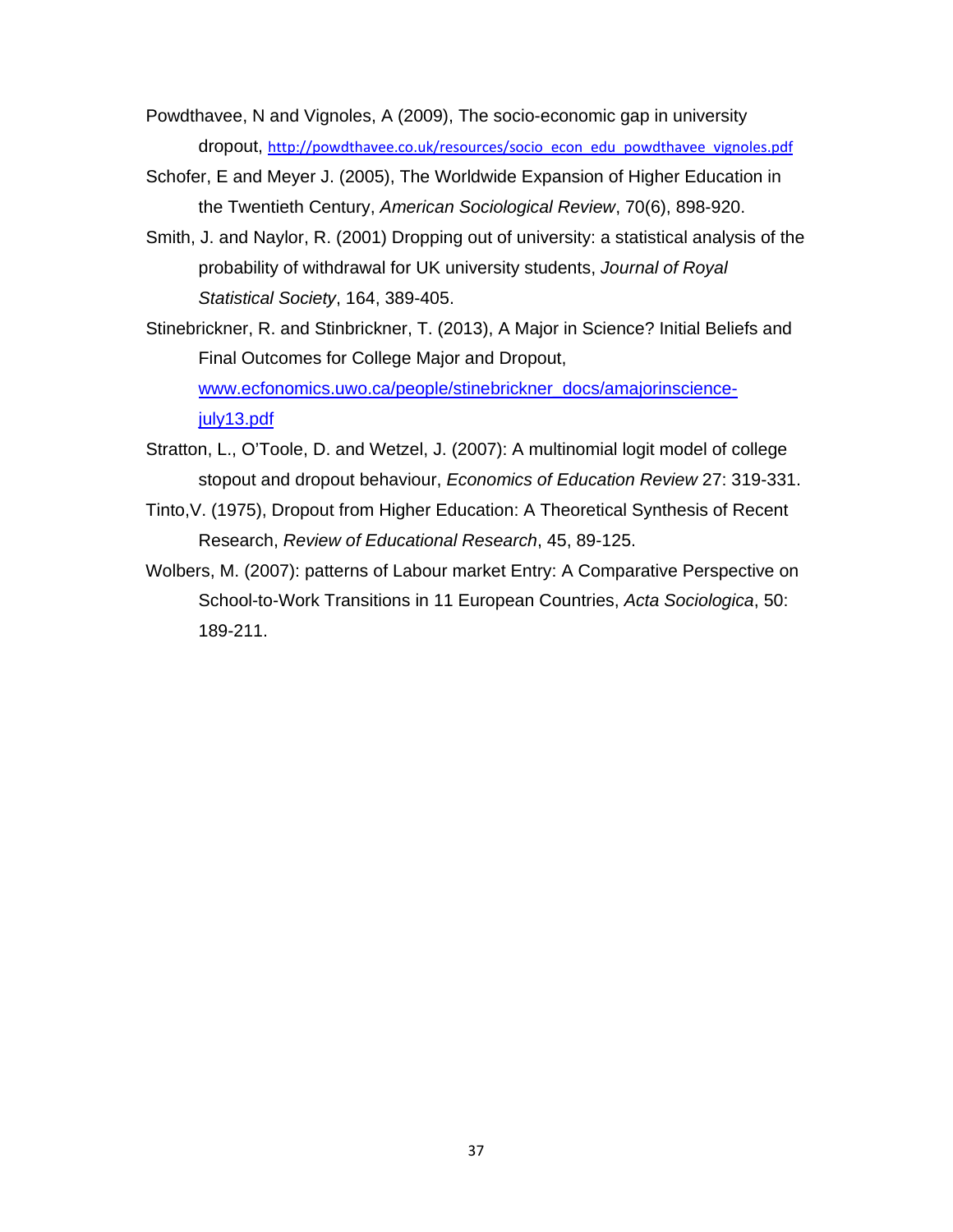Powdthavee, N and Vignoles, A (2009), The socio-economic gap in university dropout, http://powdthavee.co.uk/resources/socio_econ_edu_powdthavee_vignoles.pdf

Schofer, E and Meyer J. (2005), The Worldwide Expansion of Higher Education in the Twentieth Century, *American Sociological Review*, 70(6), 898-920.

Smith, J. and Naylor, R. (2001) Dropping out of university: a statistical analysis of the probability of withdrawal for UK university students, *Journal of Royal Statistical Society*, 164, 389-405.

Stinebrickner, R. and Stinbrickner, T. (2013), A Major in Science? Initial Beliefs and Final Outcomes for College Major and Dropout, www.ecfonomics.uwo.ca/people/stinebrickner_docs/amajorinscience-july13.pdf

Stratton, L., O'Toole, D. and Wetzel, J. (2007): A multinomial logit model of college stopout and dropout behaviour, *Economics of Education Review* 27: 319-331.

Tinto,V. (1975), Dropout from Higher Education: A Theoretical Synthesis of Recent Research, *Review of Educational Research*, 45, 89-125.

Wolbers, M. (2007): patterns of Labour market Entry: A Comparative Perspective on School-to-Work Transitions in 11 European Countries, *Acta Sociologica*, 50: 189-211.